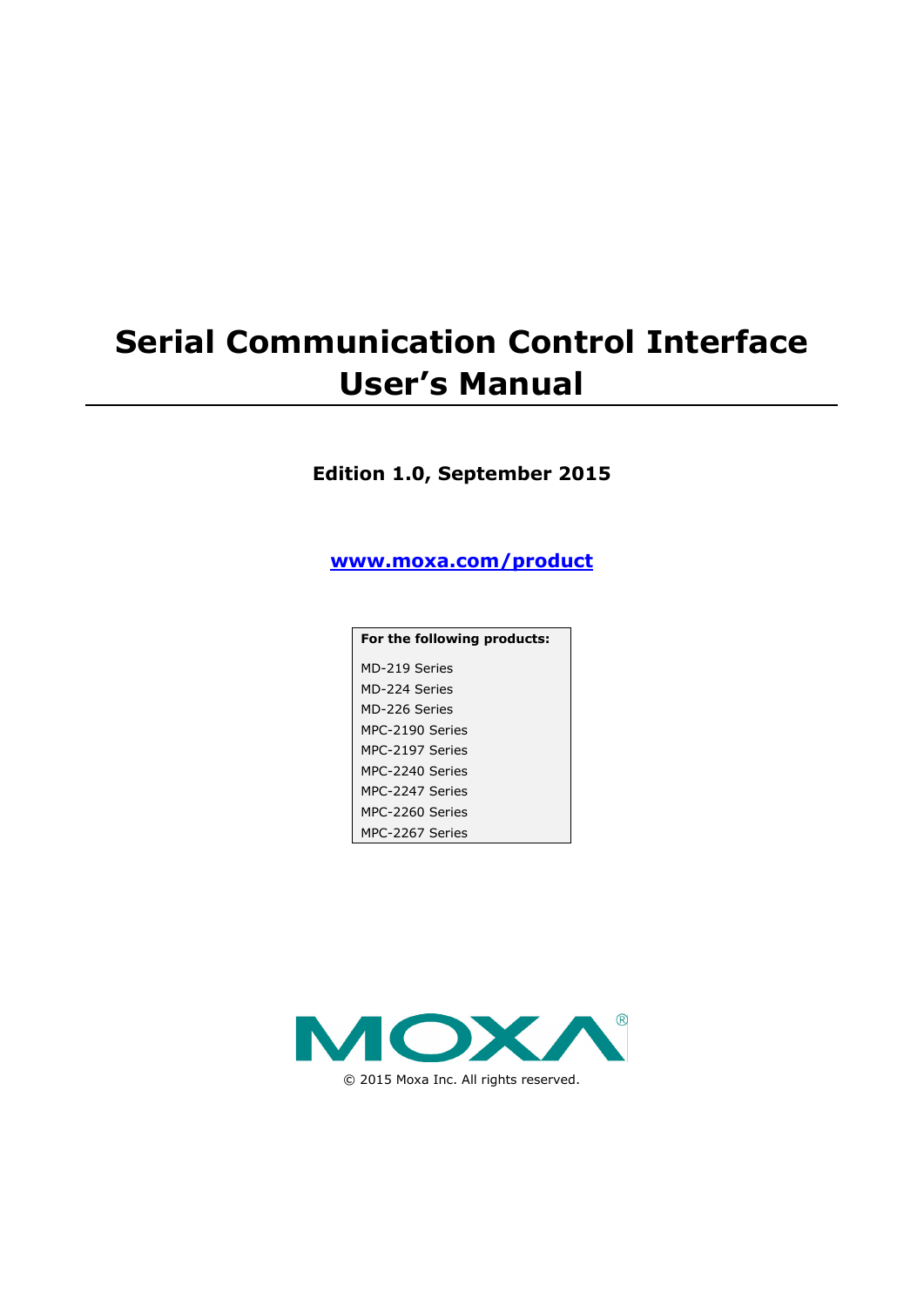# Serial Communication Control Interface User's Manual

**Edition 1.0, September 2015**

**www.moxa.com/product**

**For the following products:**

MD-219 Series
MD-224 Series
MD-226 Series
MPC-2190 Series
MPC-2197 Series
MPC-2240 Series
MPC-2247 Series
MPC-2260 Series
MPC-2267 Series

MOXA®

© 2015 Moxa Inc. All rights reserved.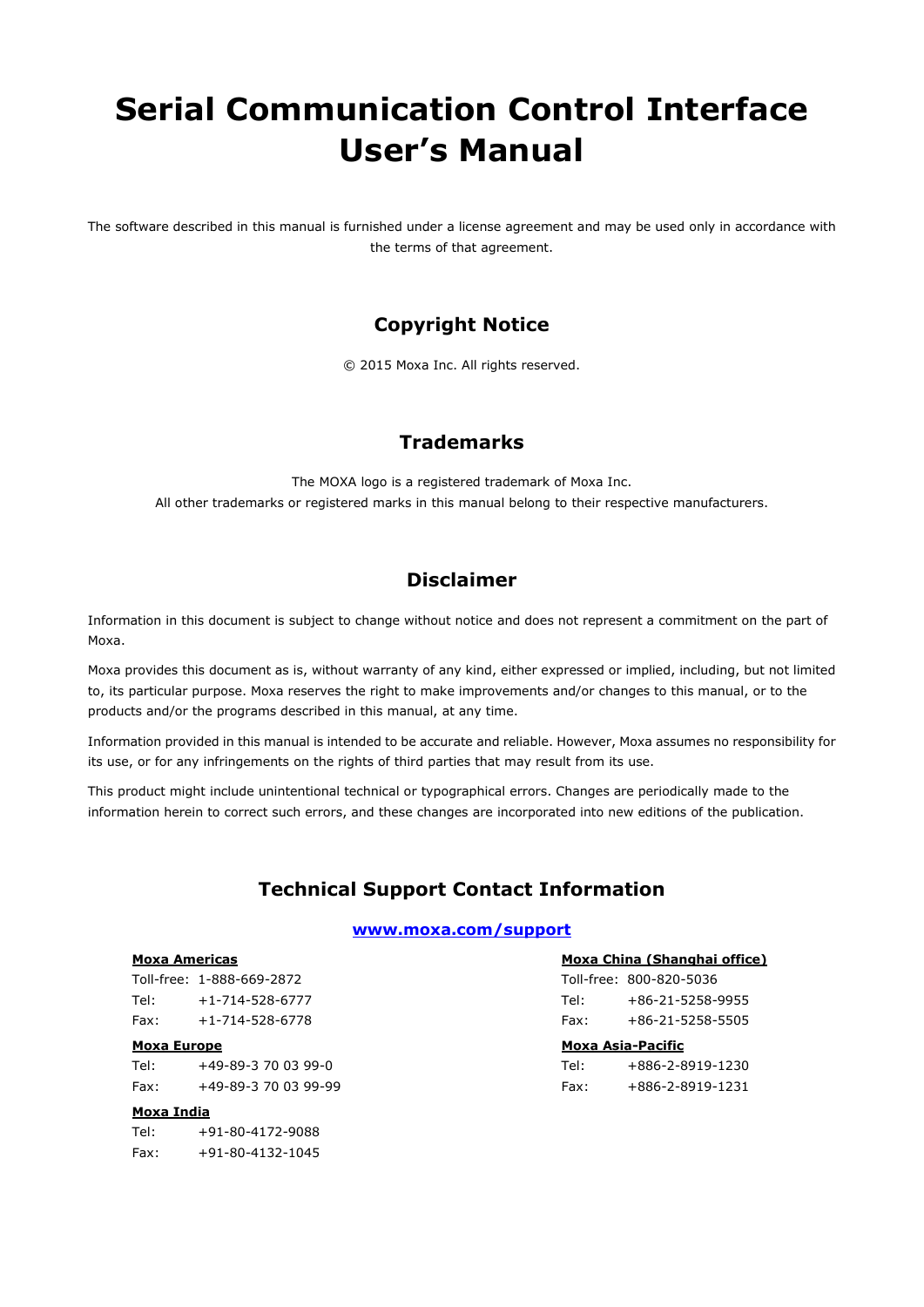# Serial Communication Control Interface User's Manual

The software described in this manual is furnished under a license agreement and may be used only in accordance with the terms of that agreement.

## Copyright Notice

© 2015 Moxa Inc. All rights reserved.

## Trademarks

The MOXA logo is a registered trademark of Moxa Inc.
All other trademarks or registered marks in this manual belong to their respective manufacturers.

## Disclaimer

Information in this document is subject to change without notice and does not represent a commitment on the part of Moxa.

Moxa provides this document as is, without warranty of any kind, either expressed or implied, including, but not limited to, its particular purpose. Moxa reserves the right to make improvements and/or changes to this manual, or to the products and/or the programs described in this manual, at any time.

Information provided in this manual is intended to be accurate and reliable. However, Moxa assumes no responsibility for its use, or for any infringements on the rights of third parties that may result from its use.

This product might include unintentional technical or typographical errors. Changes are periodically made to the information herein to correct such errors, and these changes are incorporated into new editions of the publication.

## Technical Support Contact Information

**www.moxa.com/support**

**Moxa Americas**
Toll-free: 1-888-669-2872
Tel: +1-714-528-6777
Fax: +1-714-528-6778

**Moxa Europe**
Tel: +49-89-3 70 03 99-0
Fax: +49-89-3 70 03 99-99

**Moxa India**
Tel: +91-80-4172-9088
Fax: +91-80-4132-1045

**Moxa China (Shanghai office)**
Toll-free: 800-820-5036
Tel: +86-21-5258-9955
Fax: +86-21-5258-5505

**Moxa Asia-Pacific**
Tel: +886-2-8919-1230
Fax: +886-2-8919-1231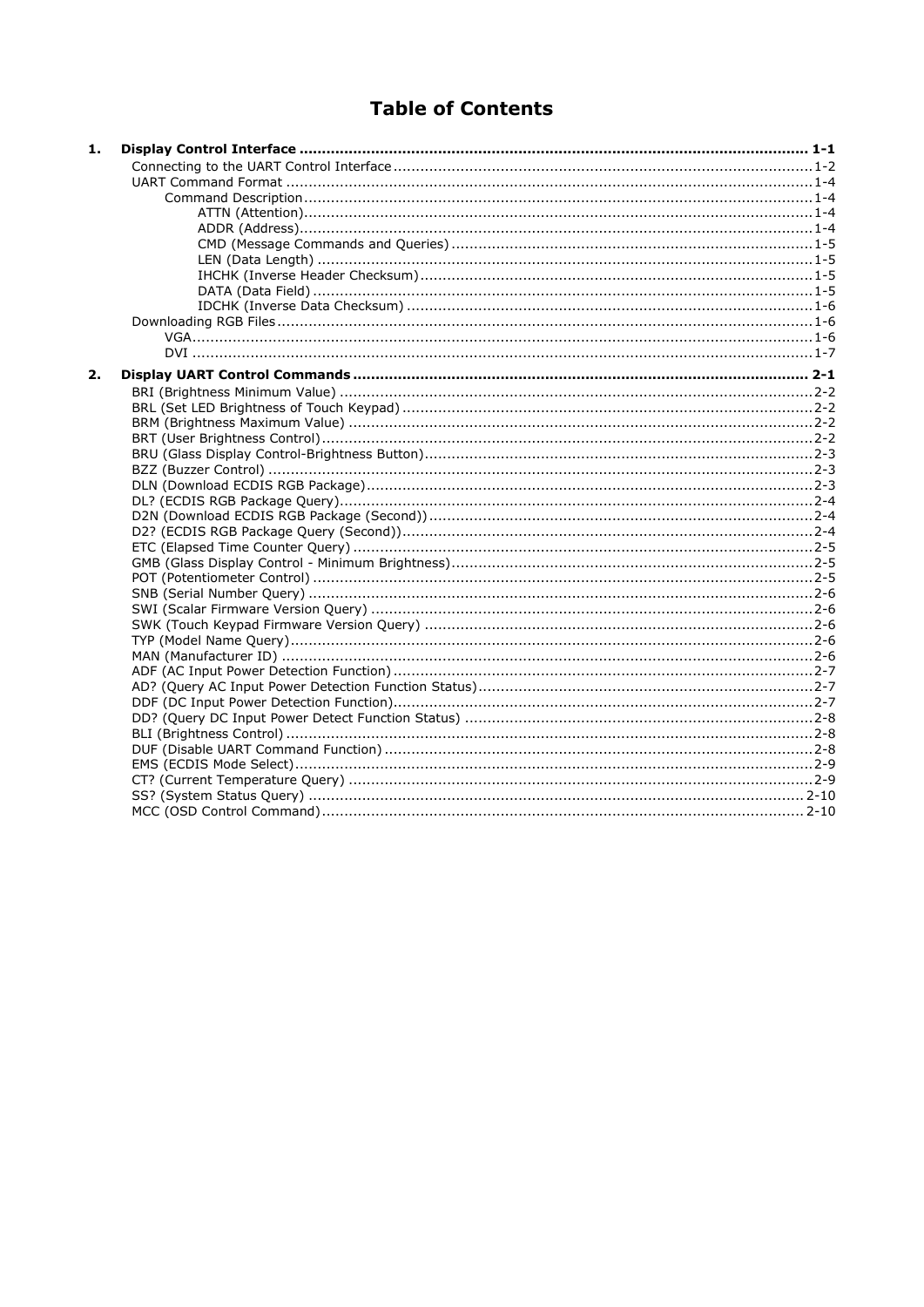# Table of Contents

**1. Display Control Interface ...... 1-1**

- Connecting to the UART Control Interface ...... 1-2
- UART Command Format ...... 1-4
  - Command Description ...... 1-4
    - ATTN (Attention) ...... 1-4
    - ADDR (Address) ...... 1-4
    - CMD (Message Commands and Queries) ...... 1-5
    - LEN (Data Length) ...... 1-5
    - IHCHK (Inverse Header Checksum) ...... 1-5
    - DATA (Data Field) ...... 1-5
    - IDCHK (Inverse Data Checksum) ...... 1-6
- Downloading RGB Files ...... 1-6
  - VGA ...... 1-6
  - DVI ...... 1-7

**2. Display UART Control Commands ...... 2-1**

- BRI (Brightness Minimum Value) ...... 2-2
- BRL (Set LED Brightness of Touch Keypad) ...... 2-2
- BRM (Brightness Maximum Value) ...... 2-2
- BRT (User Brightness Control) ...... 2-2
- BRU (Glass Display Control-Brightness Button) ...... 2-3
- BZZ (Buzzer Control) ...... 2-3
- DLN (Download ECDIS RGB Package) ...... 2-3
- DL? (ECDIS RGB Package Query) ...... 2-4
- D2N (Download ECDIS RGB Package (Second)) ...... 2-4
- D2? (ECDIS RGB Package Query (Second)) ...... 2-4
- ETC (Elapsed Time Counter Query) ...... 2-5
- GMB (Glass Display Control - Minimum Brightness) ...... 2-5
- POT (Potentiometer Control) ...... 2-5
- SNB (Serial Number Query) ...... 2-6
- SWI (Scalar Firmware Version Query) ...... 2-6
- SWK (Touch Keypad Firmware Version Query) ...... 2-6
- TYP (Model Name Query) ...... 2-6
- MAN (Manufacturer ID) ...... 2-6
- ADF (AC Input Power Detection Function) ...... 2-7
- AD? (Query AC Input Power Detection Function Status) ...... 2-7
- DDF (DC Input Power Detection Function) ...... 2-7
- DD? (Query DC Input Power Detect Function Status) ...... 2-8
- BLI (Brightness Control) ...... 2-8
- DUF (Disable UART Command Function) ...... 2-8
- EMS (ECDIS Mode Select) ...... 2-9
- CT? (Current Temperature Query) ...... 2-9
- SS? (System Status Query) ...... 2-10
- MCC (OSD Control Command) ...... 2-10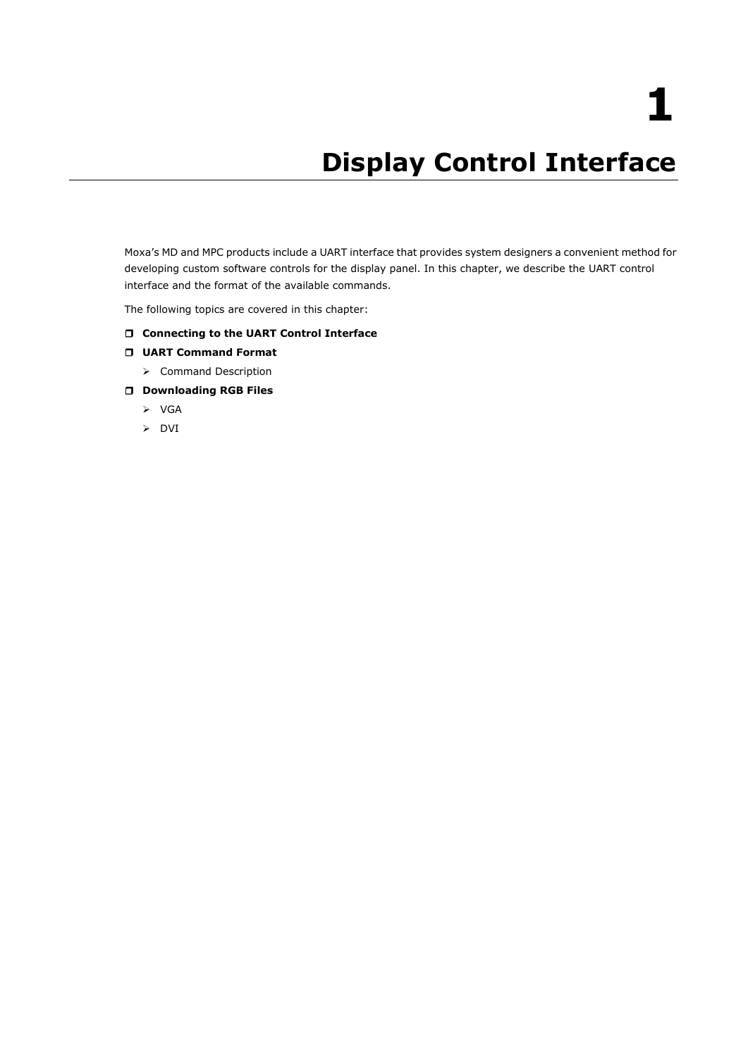# 1 Display Control Interface

Moxa's MD and MPC products include a UART interface that provides system designers a convenient method for developing custom software controls for the display panel. In this chapter, we describe the UART control interface and the format of the available commands.

The following topics are covered in this chapter:

- **Connecting to the UART Control Interface**
- **UART Command Format**
  - Command Description
- **Downloading RGB Files**
  - VGA
  - DVI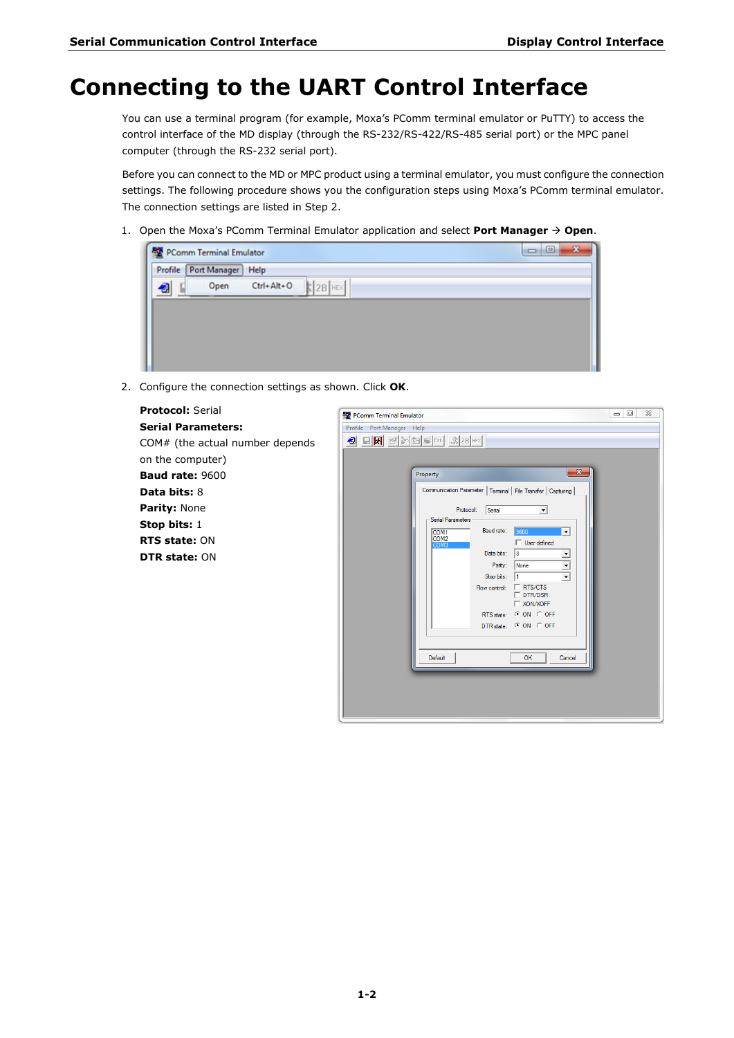# Connecting to the UART Control Interface

You can use a terminal program (for example, Moxa's PComm terminal emulator or PuTTY) to access the control interface of the MD display (through the RS-232/RS-422/RS-485 serial port) or the MPC panel computer (through the RS-232 serial port).

Before you can connect to the MD or MPC product using a terminal emulator, you must configure the connection settings. The following procedure shows you the configuration steps using Moxa's PComm terminal emulator. The connection settings are listed in Step 2.

1. Open the Moxa's PComm Terminal Emulator application and select **Port Manager** → **Open**.

2. Configure the connection settings as shown. Click **OK**.

   **Protocol:** Serial
   **Serial Parameters:**
   COM# (the actual number depends on the computer)
   **Baud rate:** 9600
   **Data bits:** 8
   **Parity:** None
   **Stop bits:** 1
   **RTS state:** ON
   **DTR state:** ON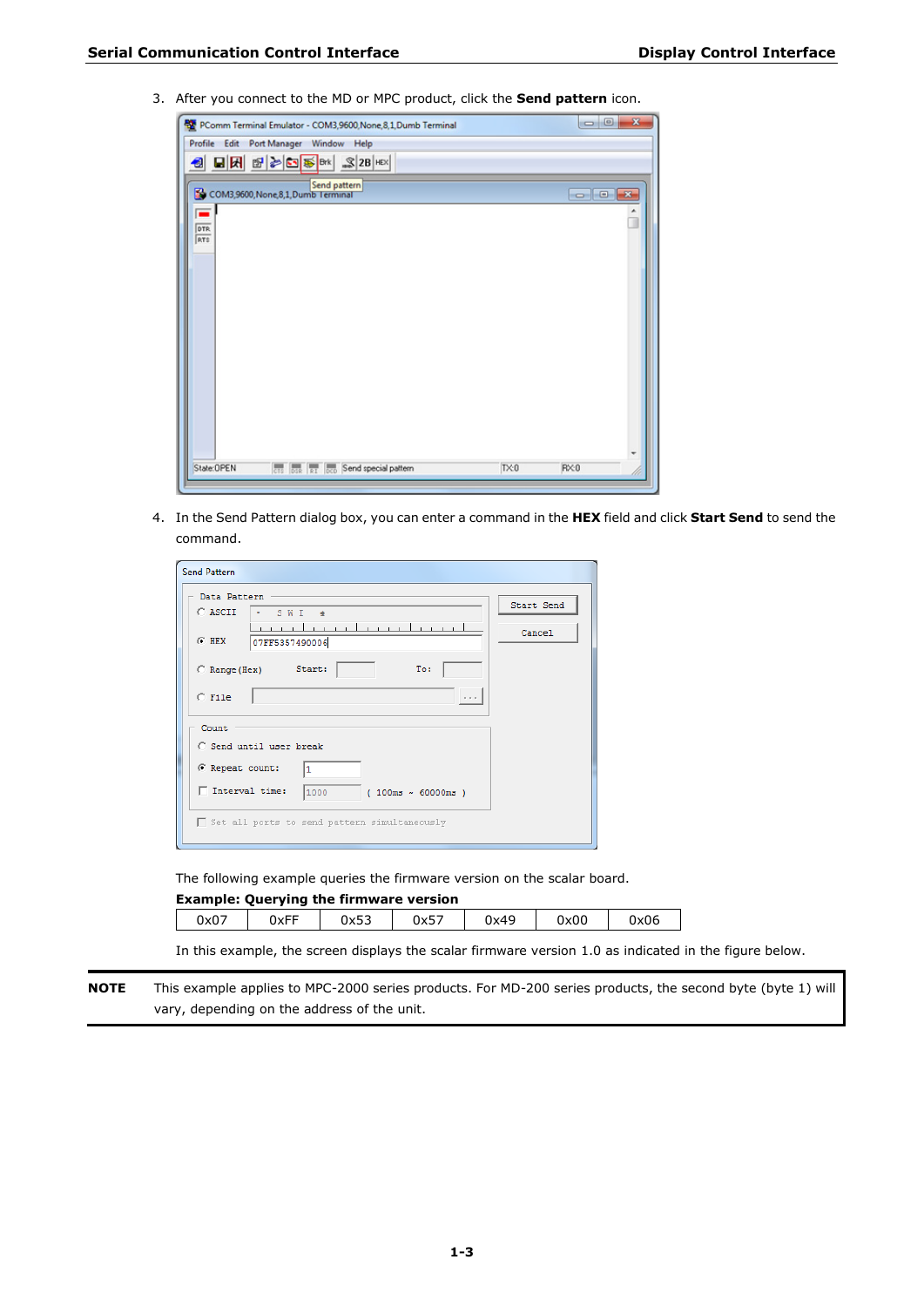3. After you connect to the MD or MPC product, click the **Send pattern** icon.

4. In the Send Pattern dialog box, you can enter a command in the **HEX** field and click **Start Send** to send the command.

The following example queries the firmware version on the scalar board.

**Example: Querying the firmware version**

| 0x07 | 0xFF | 0x53 | 0x57 | 0x49 | 0x00 | 0x06 |
|---|---|---|---|---|---|---|

In this example, the screen displays the scalar firmware version 1.0 as indicated in the figure below.

**NOTE** This example applies to MPC-2000 series products. For MD-200 series products, the second byte (byte 1) will vary, depending on the address of the unit.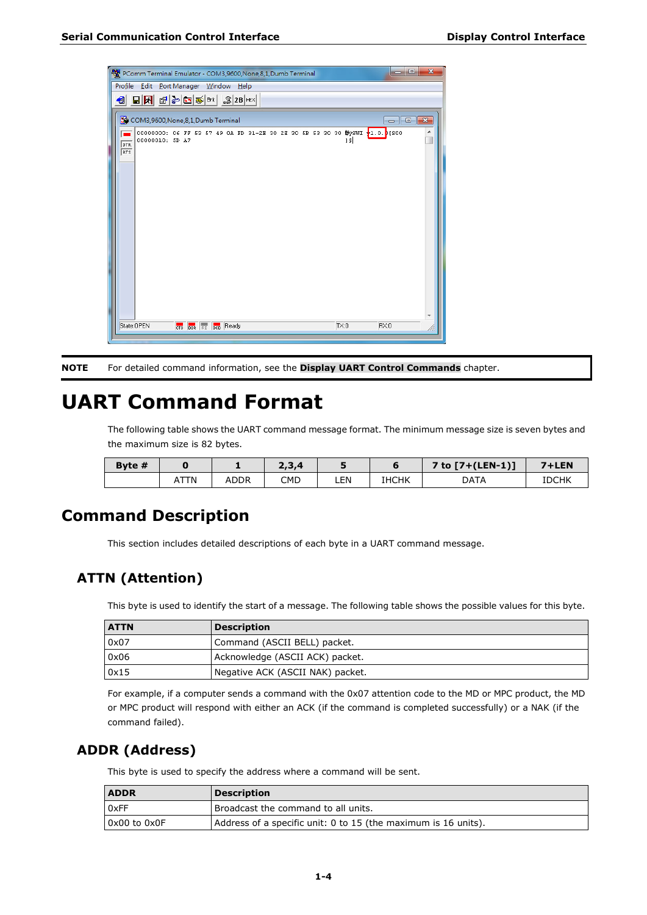**NOTE** For detailed command information, see the **Display UART Control Commands** chapter.

# UART Command Format

The following table shows the UART command message format. The minimum message size is seven bytes and the maximum size is 82 bytes.

| Byte # | 0 | 1 | 2,3,4 | 5 | 6 | 7 to [7+(LEN-1)] | 7+LEN |
|---|---|---|---|---|---|---|---|
| | ATTN | ADDR | CMD | LEN | IHCHK | DATA | IDCHK |

## Command Description

This section includes detailed descriptions of each byte in a UART command message.

### ATTN (Attention)

This byte is used to identify the start of a message. The following table shows the possible values for this byte.

| ATTN | Description |
|---|---|
| 0x07 | Command (ASCII BELL) packet. |
| 0x06 | Acknowledge (ASCII ACK) packet. |
| 0x15 | Negative ACK (ASCII NAK) packet. |

For example, if a computer sends a command with the 0x07 attention code to the MD or MPC product, the MD or MPC product will respond with either an ACK (if the command is completed successfully) or a NAK (if the command failed).

### ADDR (Address)

This byte is used to specify the address where a command will be sent.

| ADDR | Description |
|---|---|
| 0xFF | Broadcast the command to all units. |
| 0x00 to 0x0F | Address of a specific unit: 0 to 15 (the maximum is 16 units). |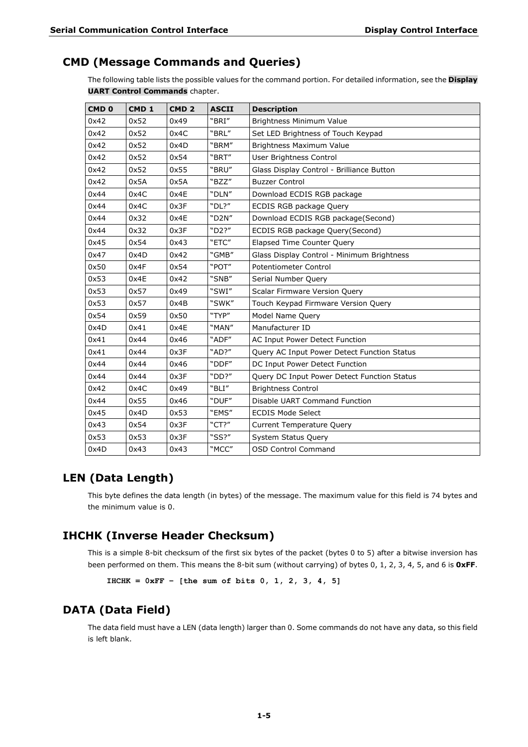## CMD (Message Commands and Queries)

The following table lists the possible values for the command portion. For detailed information, see the **Display UART Control Commands** chapter.

| CMD 0 | CMD 1 | CMD 2 | ASCII | Description |
|---|---|---|---|---|
| 0x42 | 0x52 | 0x49 | "BRI" | Brightness Minimum Value |
| 0x42 | 0x52 | 0x4C | "BRL" | Set LED Brightness of Touch Keypad |
| 0x42 | 0x52 | 0x4D | "BRM" | Brightness Maximum Value |
| 0x42 | 0x52 | 0x54 | "BRT" | User Brightness Control |
| 0x42 | 0x52 | 0x55 | "BRU" | Glass Display Control - Brilliance Button |
| 0x42 | 0x5A | 0x5A | "BZZ" | Buzzer Control |
| 0x44 | 0x4C | 0x4E | "DLN" | Download ECDIS RGB package |
| 0x44 | 0x4C | 0x3F | "DL?" | ECDIS RGB package Query |
| 0x44 | 0x32 | 0x4E | "D2N" | Download ECDIS RGB package(Second) |
| 0x44 | 0x32 | 0x3F | "D2?" | ECDIS RGB package Query(Second) |
| 0x45 | 0x54 | 0x43 | "ETC" | Elapsed Time Counter Query |
| 0x47 | 0x4D | 0x42 | "GMB" | Glass Display Control - Minimum Brightness |
| 0x50 | 0x4F | 0x54 | "POT" | Potentiometer Control |
| 0x53 | 0x4E | 0x42 | "SNB" | Serial Number Query |
| 0x53 | 0x57 | 0x49 | "SWI" | Scalar Firmware Version Query |
| 0x53 | 0x57 | 0x4B | "SWK" | Touch Keypad Firmware Version Query |
| 0x54 | 0x59 | 0x50 | "TYP" | Model Name Query |
| 0x4D | 0x41 | 0x4E | "MAN" | Manufacturer ID |
| 0x41 | 0x44 | 0x46 | "ADF" | AC Input Power Detect Function |
| 0x41 | 0x44 | 0x3F | "AD?" | Query AC Input Power Detect Function Status |
| 0x44 | 0x44 | 0x46 | "DDF" | DC Input Power Detect Function |
| 0x44 | 0x44 | 0x3F | "DD?" | Query DC Input Power Detect Function Status |
| 0x42 | 0x4C | 0x49 | "BLI" | Brightness Control |
| 0x44 | 0x55 | 0x46 | "DUF" | Disable UART Command Function |
| 0x45 | 0x4D | 0x53 | "EMS" | ECDIS Mode Select |
| 0x43 | 0x54 | 0x3F | "CT?" | Current Temperature Query |
| 0x53 | 0x53 | 0x3F | "SS?" | System Status Query |
| 0x4D | 0x43 | 0x43 | "MCC" | OSD Control Command |

## LEN (Data Length)

This byte defines the data length (in bytes) of the message. The maximum value for this field is 74 bytes and the minimum value is 0.

## IHCHK (Inverse Header Checksum)

This is a simple 8-bit checksum of the first six bytes of the packet (bytes 0 to 5) after a bitwise inversion has been performed on them. This means the 8-bit sum (without carrying) of bytes 0, 1, 2, 3, 4, 5, and 6 is **0xFF**.

**IHCHK = 0xFF – [the sum of bits 0, 1, 2, 3, 4, 5]**

## DATA (Data Field)

The data field must have a LEN (data length) larger than 0. Some commands do not have any data, so this field is left blank.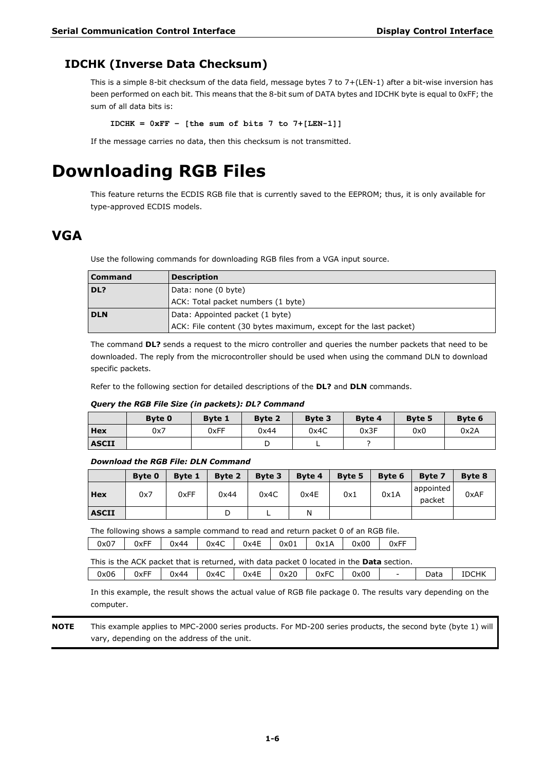### IDCHK (Inverse Data Checksum)

This is a simple 8-bit checksum of the data field, message bytes 7 to 7+(LEN-1) after a bit-wise inversion has been performed on each bit. This means that the 8-bit sum of DATA bytes and IDCHK byte is equal to 0xFF; the sum of all data bits is:

**IDCHK = 0xFF – [the sum of bits 7 to 7+[LEN-1]]**

If the message carries no data, then this checksum is not transmitted.

# Downloading RGB Files

This feature returns the ECDIS RGB file that is currently saved to the EEPROM; thus, it is only available for type-approved ECDIS models.

## VGA

Use the following commands for downloading RGB files from a VGA input source.

| Command | Description |
|---|---|
| **DL?** | Data: none (0 byte)<br>ACK: Total packet numbers (1 byte) |
| **DLN** | Data: Appointed packet (1 byte)<br>ACK: File content (30 bytes maximum, except for the last packet) |

The command **DL?** sends a request to the micro controller and queries the number packets that need to be downloaded. The reply from the microcontroller should be used when using the command DLN to download specific packets.

Refer to the following section for detailed descriptions of the **DL?** and **DLN** commands.

***Query the RGB File Size (in packets): DL? Command***

| | Byte 0 | Byte 1 | Byte 2 | Byte 3 | Byte 4 | Byte 5 | Byte 6 |
|---|---|---|---|---|---|---|---|
| **Hex** | 0x7 | 0xFF | 0x44 | 0x4C | 0x3F | 0x0 | 0x2A |
| **ASCII** | | | D | L | ? | | |

***Download the RGB File: DLN Command***

| | Byte 0 | Byte 1 | Byte 2 | Byte 3 | Byte 4 | Byte 5 | Byte 6 | Byte 7 | Byte 8 |
|---|---|---|---|---|---|---|---|---|---|
| **Hex** | 0x7 | 0xFF | 0x44 | 0x4C | 0x4E | 0x1 | 0x1A | appointed packet | 0xAF |
| **ASCII** | | | D | L | N | | | | |

The following shows a sample command to read and return packet 0 of an RGB file.

| 0x07 | 0xFF | 0x44 | 0x4C | 0x4E | 0x01 | 0x1A | 0x00 | 0xFF |
|---|---|---|---|---|---|---|---|---|

This is the ACK packet that is returned, with data packet 0 located in the **Data** section.

| 0x06 | 0xFF | 0x44 | 0x4C | 0x4E | 0x20 | 0xFC | 0x00 | - | Data | IDCHK |
|---|---|---|---|---|---|---|---|---|---|---|

In this example, the result shows the actual value of RGB file package 0. The results vary depending on the computer.

**NOTE** This example applies to MPC-2000 series products. For MD-200 series products, the second byte (byte 1) will vary, depending on the address of the unit.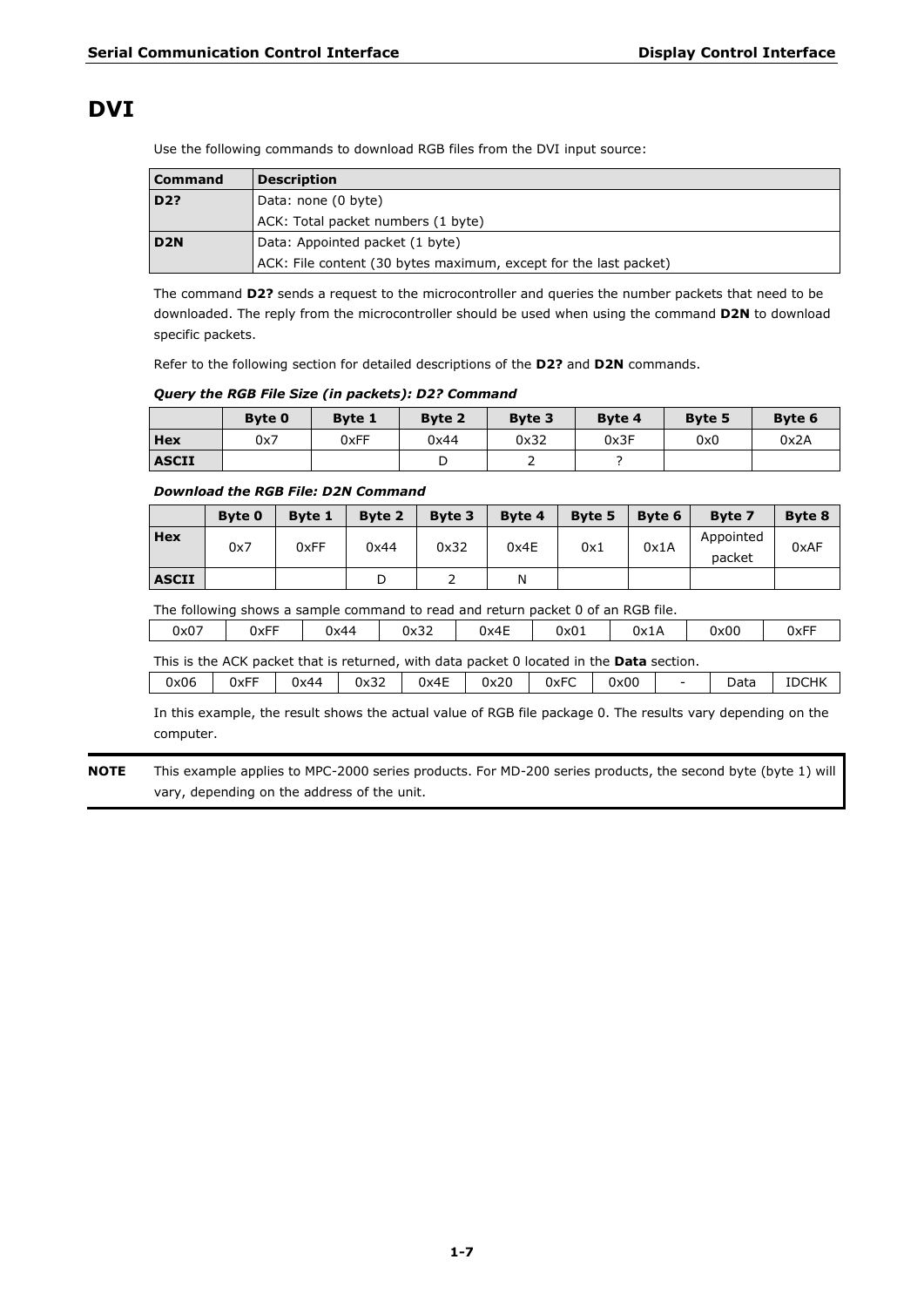# DVI

Use the following commands to download RGB files from the DVI input source:

| Command | Description |
|---|---|
| **D2?** | Data: none (0 byte) |
| | ACK: Total packet numbers (1 byte) |
| **D2N** | Data: Appointed packet (1 byte) |
| | ACK: File content (30 bytes maximum, except for the last packet) |

The command **D2?** sends a request to the microcontroller and queries the number packets that need to be downloaded. The reply from the microcontroller should be used when using the command **D2N** to download specific packets.

Refer to the following section for detailed descriptions of the **D2?** and **D2N** commands.

***Query the RGB File Size (in packets): D2? Command***

| | Byte 0 | Byte 1 | Byte 2 | Byte 3 | Byte 4 | Byte 5 | Byte 6 |
|---|---|---|---|---|---|---|---|
| **Hex** | 0x7 | 0xFF | 0x44 | 0x32 | 0x3F | 0x0 | 0x2A |
| **ASCII** | | | D | 2 | ? | | |

***Download the RGB File: D2N Command***

| | Byte 0 | Byte 1 | Byte 2 | Byte 3 | Byte 4 | Byte 5 | Byte 6 | Byte 7 | Byte 8 |
|---|---|---|---|---|---|---|---|---|---|
| **Hex** | 0x7 | 0xFF | 0x44 | 0x32 | 0x4E | 0x1 | 0x1A | Appointed packet | 0xAF |
| **ASCII** | | | D | 2 | N | | | | |

The following shows a sample command to read and return packet 0 of an RGB file.

| 0x07 | 0xFF | 0x44 | 0x32 | 0x4E | 0x01 | 0x1A | 0x00 | 0xFF |
|---|---|---|---|---|---|---|---|---|

This is the ACK packet that is returned, with data packet 0 located in the **Data** section.

| 0x06 | 0xFF | 0x44 | 0x32 | 0x4E | 0x20 | 0xFC | 0x00 | - | Data | IDCHK |
|---|---|---|---|---|---|---|---|---|---|---|

In this example, the result shows the actual value of RGB file package 0. The results vary depending on the computer.

**NOTE** This example applies to MPC-2000 series products. For MD-200 series products, the second byte (byte 1) will vary, depending on the address of the unit.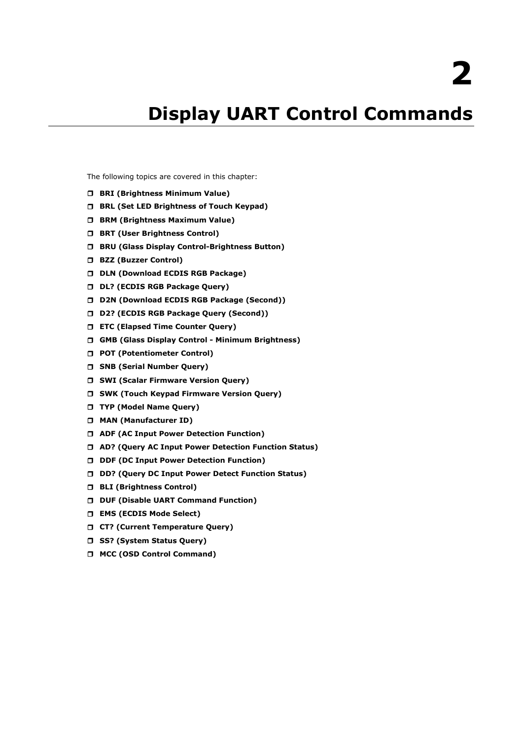# 2

# Display UART Control Commands

The following topics are covered in this chapter:

- **BRI (Brightness Minimum Value)**
- **BRL (Set LED Brightness of Touch Keypad)**
- **BRM (Brightness Maximum Value)**
- **BRT (User Brightness Control)**
- **BRU (Glass Display Control-Brightness Button)**
- **BZZ (Buzzer Control)**
- **DLN (Download ECDIS RGB Package)**
- **DL? (ECDIS RGB Package Query)**
- **D2N (Download ECDIS RGB Package (Second))**
- **D2? (ECDIS RGB Package Query (Second))**
- **ETC (Elapsed Time Counter Query)**
- **GMB (Glass Display Control - Minimum Brightness)**
- **POT (Potentiometer Control)**
- **SNB (Serial Number Query)**
- **SWI (Scalar Firmware Version Query)**
- **SWK (Touch Keypad Firmware Version Query)**
- **TYP (Model Name Query)**
- **MAN (Manufacturer ID)**
- **ADF (AC Input Power Detection Function)**
- **AD? (Query AC Input Power Detection Function Status)**
- **DDF (DC Input Power Detection Function)**
- **DD? (Query DC Input Power Detect Function Status)**
- **BLI (Brightness Control)**
- **DUF (Disable UART Command Function)**
- **EMS (ECDIS Mode Select)**
- **CT? (Current Temperature Query)**
- **SS? (System Status Query)**
- **MCC (OSD Control Command)**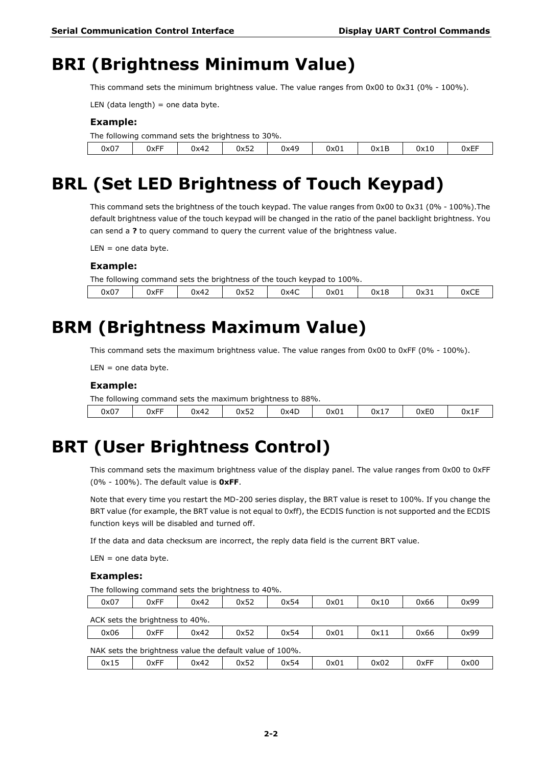# BRI (Brightness Minimum Value)

This command sets the minimum brightness value. The value ranges from 0x00 to 0x31 (0% - 100%).

LEN (data length) = one data byte.

### Example:

The following command sets the brightness to 30%.

| 0x07 | 0xFF | 0x42 | 0x52 | 0x49 | 0x01 | 0x1B | 0x10 | 0xEF |
|---|---|---|---|---|---|---|---|---|

# BRL (Set LED Brightness of Touch Keypad)

This command sets the brightness of the touch keypad. The value ranges from 0x00 to 0x31 (0% - 100%).The default brightness value of the touch keypad will be changed in the ratio of the panel backlight brightness. You can send a **?** to query command to query the current value of the brightness value.

LEN = one data byte.

### Example:

The following command sets the brightness of the touch keypad to 100%.

| 0x07 | 0xFF | 0x42 | 0x52 | 0x4C | 0x01 | 0x18 | 0x31 | 0xCE |
|---|---|---|---|---|---|---|---|---|

# BRM (Brightness Maximum Value)

This command sets the maximum brightness value. The value ranges from 0x00 to 0xFF (0% - 100%).

LEN = one data byte.

### Example:

The following command sets the maximum brightness to 88%.

| 0x07 | 0xFF | 0x42 | 0x52 | 0x4D | 0x01 | 0x17 | 0xE0 | 0x1F |
|---|---|---|---|---|---|---|---|---|

# BRT (User Brightness Control)

This command sets the maximum brightness value of the display panel. The value ranges from 0x00 to 0xFF (0% - 100%). The default value is **0xFF**.

Note that every time you restart the MD-200 series display, the BRT value is reset to 100%. If you change the BRT value (for example, the BRT value is not equal to 0xff), the ECDIS function is not supported and the ECDIS function keys will be disabled and turned off.

If the data and data checksum are incorrect, the reply data field is the current BRT value.

LEN = one data byte.

### Examples:

The following command sets the brightness to 40%.

| 0x07 | 0xFF | 0x42 | 0x52 | 0x54 | 0x01 | 0x10 | 0x66 | 0x99 |
|---|---|---|---|---|---|---|---|---|

ACK sets the brightness to 40%.

| 0x06 | 0xFF | 0x42 | 0x52 | 0x54 | 0x01 | 0x11 | 0x66 | 0x99 |
|---|---|---|---|---|---|---|---|---|

NAK sets the brightness value the default value of 100%.

| 0x15 | 0xFF | 0x42 | 0x52 | 0x54 | 0x01 | 0x02 | 0xFF | 0x00 |
|---|---|---|---|---|---|---|---|---|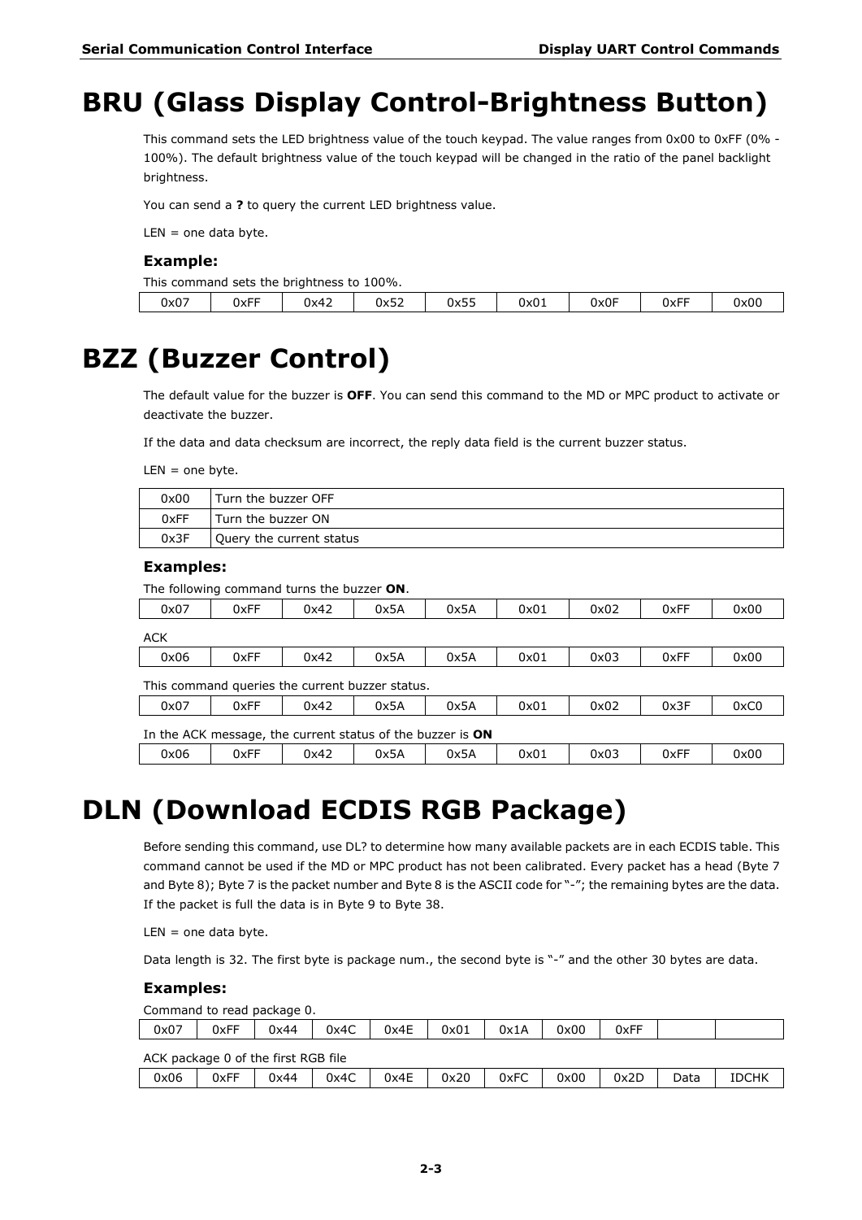# BRU (Glass Display Control-Brightness Button)

This command sets the LED brightness value of the touch keypad. The value ranges from 0x00 to 0xFF (0% - 100%). The default brightness value of the touch keypad will be changed in the ratio of the panel backlight brightness.

You can send a **?** to query the current LED brightness value.

LEN = one data byte.

### Example:

This command sets the brightness to 100%.

| 0x07 | 0xFF | 0x42 | 0x52 | 0x55 | 0x01 | 0x0F | 0xFF | 0x00 |
|---|---|---|---|---|---|---|---|---|

# BZZ (Buzzer Control)

The default value for the buzzer is **OFF**. You can send this command to the MD or MPC product to activate or deactivate the buzzer.

If the data and data checksum are incorrect, the reply data field is the current buzzer status.

LEN = one byte.

| | |
|---|---|
| 0x00 | Turn the buzzer OFF |
| 0xFF | Turn the buzzer ON |
| 0x3F | Query the current status |

### Examples:

The following command turns the buzzer **ON**.

| 0x07 | 0xFF | 0x42 | 0x5A | 0x5A | 0x01 | 0x02 | 0xFF | 0x00 |
|---|---|---|---|---|---|---|---|---|

ACK

| 0x06 | 0xFF | 0x42 | 0x5A | 0x5A | 0x01 | 0x03 | 0xFF | 0x00 |
|---|---|---|---|---|---|---|---|---|

This command queries the current buzzer status.

| 0x07 | 0xFF | 0x42 | 0x5A | 0x5A | 0x01 | 0x02 | 0x3F | 0xC0 |
|---|---|---|---|---|---|---|---|---|

In the ACK message, the current status of the buzzer is **ON**

| 0x06 | 0xFF | 0x42 | 0x5A | 0x5A | 0x01 | 0x03 | 0xFF | 0x00 |
|---|---|---|---|---|---|---|---|---|

# DLN (Download ECDIS RGB Package)

Before sending this command, use DL? to determine how many available packets are in each ECDIS table. This command cannot be used if the MD or MPC product has not been calibrated. Every packet has a head (Byte 7 and Byte 8); Byte 7 is the packet number and Byte 8 is the ASCII code for "-"; the remaining bytes are the data. If the packet is full the data is in Byte 9 to Byte 38.

LEN = one data byte.

Data length is 32. The first byte is package num., the second byte is "-" and the other 30 bytes are data.

### Examples:

Command to read package 0.

| 0x07 | 0xFF | 0x44 | 0x4C | 0x4E | 0x01 | 0x1A | 0x00 | 0xFF | | |
|---|---|---|---|---|---|---|---|---|---|---|

ACK package 0 of the first RGB file

| 0x06 | 0xFF | 0x44 | 0x4C | 0x4E | 0x20 | 0xFC | 0x00 | 0x2D | Data | IDCHK |
|---|---|---|---|---|---|---|---|---|---|---|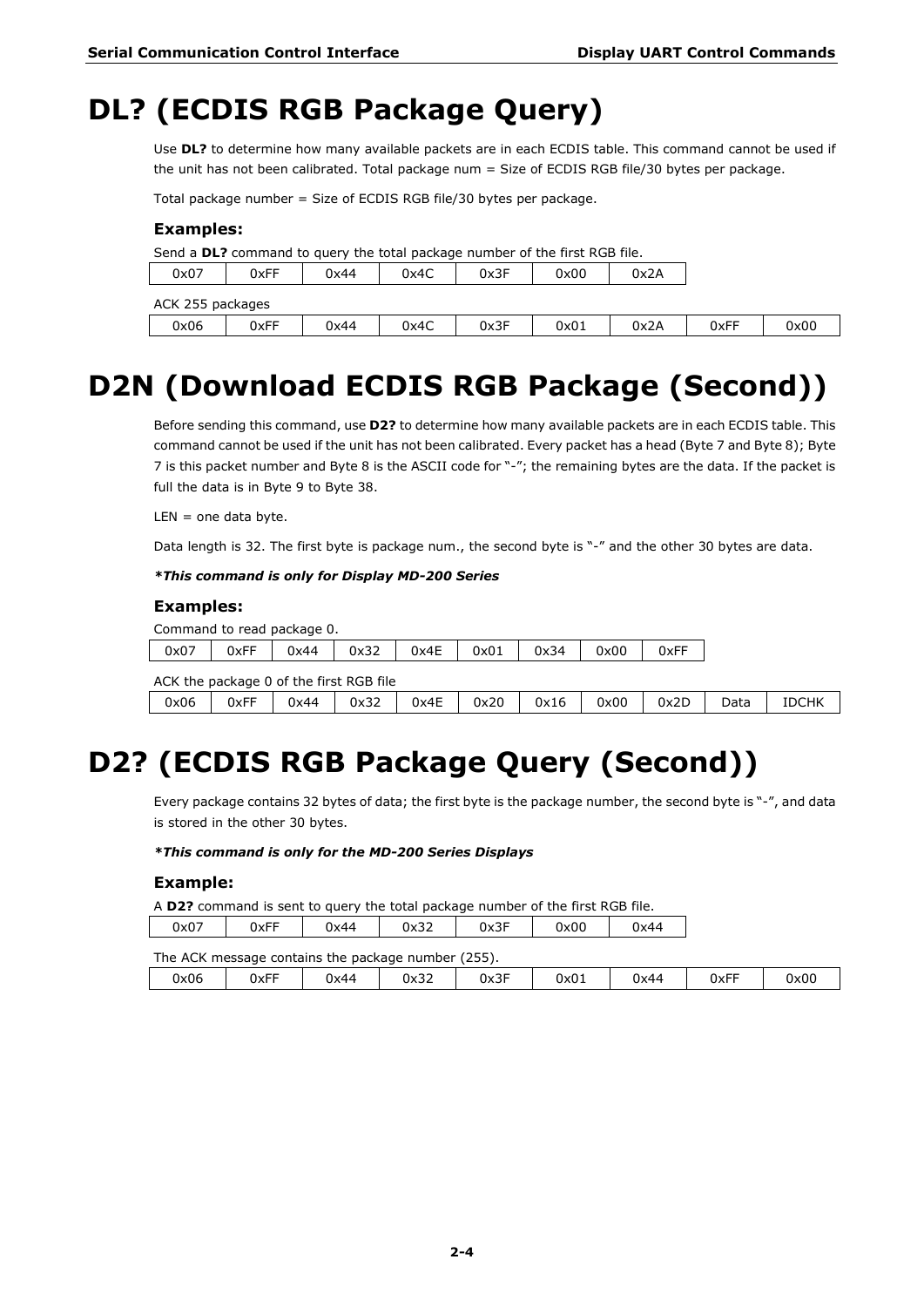# DL? (ECDIS RGB Package Query)

Use **DL?** to determine how many available packets are in each ECDIS table. This command cannot be used if the unit has not been calibrated. Total package num = Size of ECDIS RGB file/30 bytes per package.

Total package number = Size of ECDIS RGB file/30 bytes per package.

### Examples:

Send a **DL?** command to query the total package number of the first RGB file.

| 0x07 | 0xFF | 0x44 | 0x4C | 0x3F | 0x00 | 0x2A |
|---|---|---|---|---|---|---|

ACK 255 packages

| 0x06 | 0xFF | 0x44 | 0x4C | 0x3F | 0x01 | 0x2A | 0xFF | 0x00 |
|---|---|---|---|---|---|---|---|---|

# D2N (Download ECDIS RGB Package (Second))

Before sending this command, use **D2?** to determine how many available packets are in each ECDIS table. This command cannot be used if the unit has not been calibrated. Every packet has a head (Byte 7 and Byte 8); Byte 7 is this packet number and Byte 8 is the ASCII code for "-"; the remaining bytes are the data. If the packet is full the data is in Byte 9 to Byte 38.

LEN = one data byte.

Data length is 32. The first byte is package num., the second byte is "-" and the other 30 bytes are data.

***This command is only for Display MD-200 Series***

### Examples:

Command to read package 0.

| 0x07 | 0xFF | 0x44 | 0x32 | 0x4E | 0x01 | 0x34 | 0x00 | 0xFF |
|---|---|---|---|---|---|---|---|---|

ACK the package 0 of the first RGB file

| 0x06 | 0xFF | 0x44 | 0x32 | 0x4E | 0x20 | 0x16 | 0x00 | 0x2D | Data | IDCHK |
|---|---|---|---|---|---|---|---|---|---|---|

# D2? (ECDIS RGB Package Query (Second))

Every package contains 32 bytes of data; the first byte is the package number, the second byte is "-", and data is stored in the other 30 bytes.

***This command is only for the MD-200 Series Displays***

### Example:

A **D2?** command is sent to query the total package number of the first RGB file.

| 0x07 | 0xFF | 0x44 | 0x32 | 0x3F | 0x00 | 0x44 |
|---|---|---|---|---|---|---|

The ACK message contains the package number (255).

| 0x06 | 0xFF | 0x44 | 0x32 | 0x3F | 0x01 | 0x44 | 0xFF | 0x00 |
|---|---|---|---|---|---|---|---|---|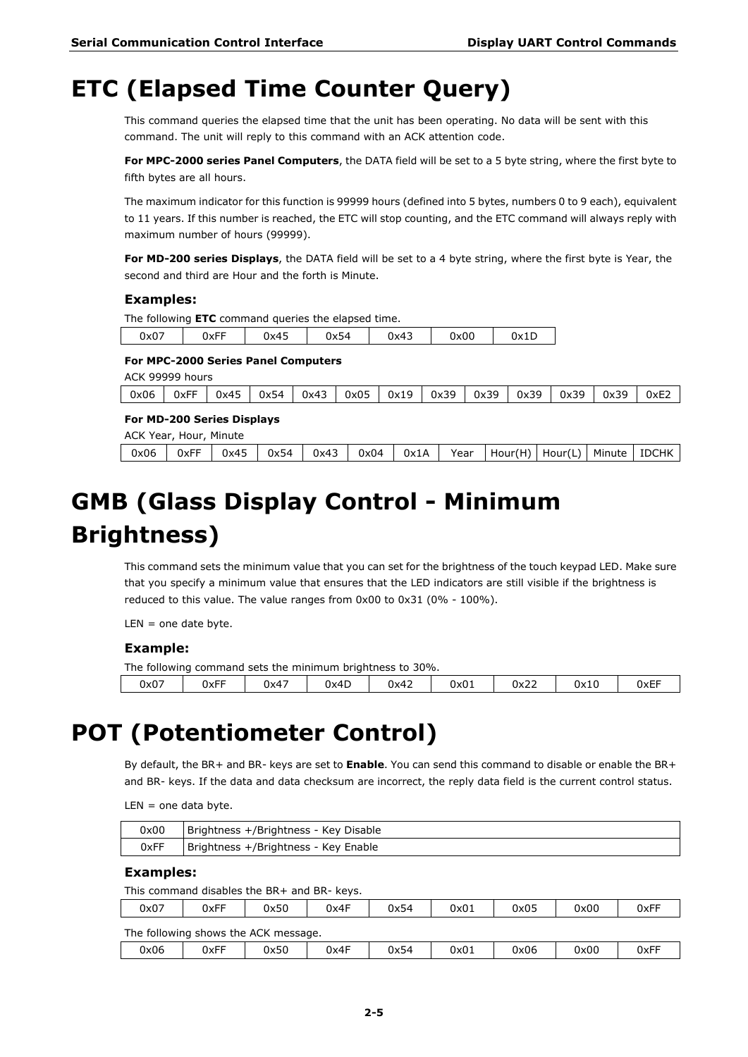# ETC (Elapsed Time Counter Query)

This command queries the elapsed time that the unit has been operating. No data will be sent with this command. The unit will reply to this command with an ACK attention code.

**For MPC-2000 series Panel Computers**, the DATA field will be set to a 5 byte string, where the first byte to fifth bytes are all hours.

The maximum indicator for this function is 99999 hours (defined into 5 bytes, numbers 0 to 9 each), equivalent to 11 years. If this number is reached, the ETC will stop counting, and the ETC command will always reply with maximum number of hours (99999).

**For MD-200 series Displays**, the DATA field will be set to a 4 byte string, where the first byte is Year, the second and third are Hour and the forth is Minute.

### Examples:

The following **ETC** command queries the elapsed time.

| 0x07 | 0xFF | 0x45 | 0x54 | 0x43 | 0x00 | 0x1D |
|---|---|---|---|---|---|---|

**For MPC-2000 Series Panel Computers**

ACK 99999 hours

| 0x06 | 0xFF | 0x45 | 0x54 | 0x43 | 0x05 | 0x19 | 0x39 | 0x39 | 0x39 | 0x39 | 0x39 | 0xE2 |
|---|---|---|---|---|---|---|---|---|---|---|---|---|

**For MD-200 Series Displays**

ACK Year, Hour, Minute

| 0x06 | 0xFF | 0x45 | 0x54 | 0x43 | 0x04 | 0x1A | Year | Hour(H) | Hour(L) | Minute | IDCHK |
|---|---|---|---|---|---|---|---|---|---|---|---|

# GMB (Glass Display Control - Minimum Brightness)

This command sets the minimum value that you can set for the brightness of the touch keypad LED. Make sure that you specify a minimum value that ensures that the LED indicators are still visible if the brightness is reduced to this value. The value ranges from 0x00 to 0x31 (0% - 100%).

LEN = one date byte.

### Example:

The following command sets the minimum brightness to 30%.

| 0x07 | 0xFF | 0x47 | 0x4D | 0x42 | 0x01 | 0x22 | 0x10 | 0xEF |
|---|---|---|---|---|---|---|---|---|

# POT (Potentiometer Control)

By default, the BR+ and BR- keys are set to **Enable**. You can send this command to disable or enable the BR+ and BR- keys. If the data and data checksum are incorrect, the reply data field is the current control status.

LEN = one data byte.

| 0x00 | Brightness +/Brightness - Key Disable |
|---|---|
| 0xFF | Brightness +/Brightness - Key Enable |

### Examples:

This command disables the BR+ and BR- keys.

| 0x07 | 0xFF | 0x50 | 0x4F | 0x54 | 0x01 | 0x05 | 0x00 | 0xFF |
|---|---|---|---|---|---|---|---|---|

The following shows the ACK message.

| 0x06 | 0xFF | 0x50 | 0x4F | 0x54 | 0x01 | 0x06 | 0x00 | 0xFF |
|---|---|---|---|---|---|---|---|---|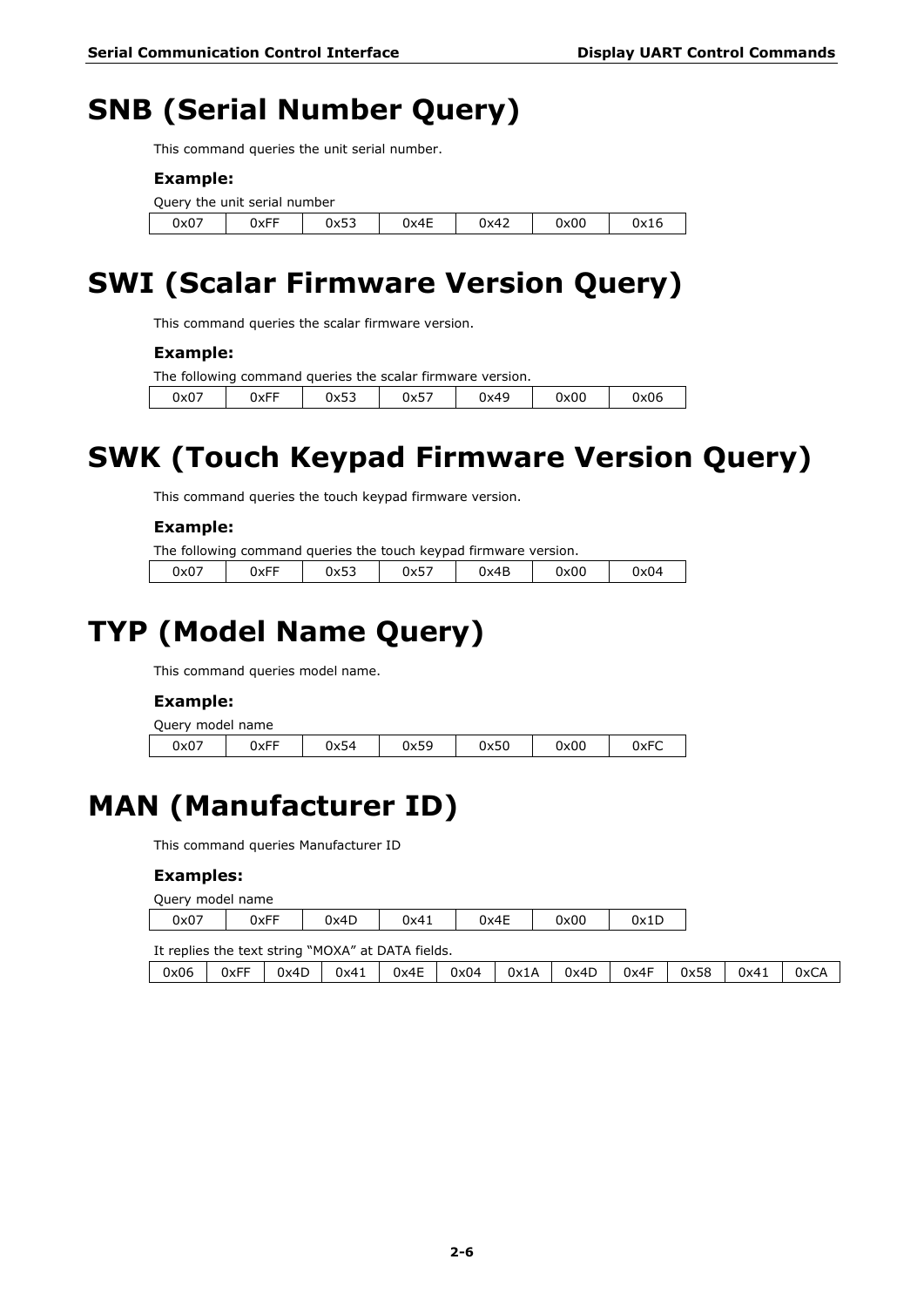# SNB (Serial Number Query)

This command queries the unit serial number.

**Example:**

Query the unit serial number

| 0x07 | 0xFF | 0x53 | 0x4E | 0x42 | 0x00 | 0x16 |
|---|---|---|---|---|---|---|

# SWI (Scalar Firmware Version Query)

This command queries the scalar firmware version.

**Example:**

The following command queries the scalar firmware version.

| 0x07 | 0xFF | 0x53 | 0x57 | 0x49 | 0x00 | 0x06 |
|---|---|---|---|---|---|---|

# SWK (Touch Keypad Firmware Version Query)

This command queries the touch keypad firmware version.

**Example:**

The following command queries the touch keypad firmware version.

| 0x07 | 0xFF | 0x53 | 0x57 | 0x4B | 0x00 | 0x04 |
|---|---|---|---|---|---|---|

# TYP (Model Name Query)

This command queries model name.

**Example:**

Query model name

| 0x07 | 0xFF | 0x54 | 0x59 | 0x50 | 0x00 | 0xFC |
|---|---|---|---|---|---|---|

# MAN (Manufacturer ID)

This command queries Manufacturer ID

**Examples:**

Query model name

| 0x07 | 0xFF | 0x4D | 0x41 | 0x4E | 0x00 | 0x1D |
|---|---|---|---|---|---|---|

It replies the text string "MOXA" at DATA fields.

| 0x06 | 0xFF | 0x4D | 0x41 | 0x4E | 0x04 | 0x1A | 0x4D | 0x4F | 0x58 | 0x41 | 0xCA |
|---|---|---|---|---|---|---|---|---|---|---|---|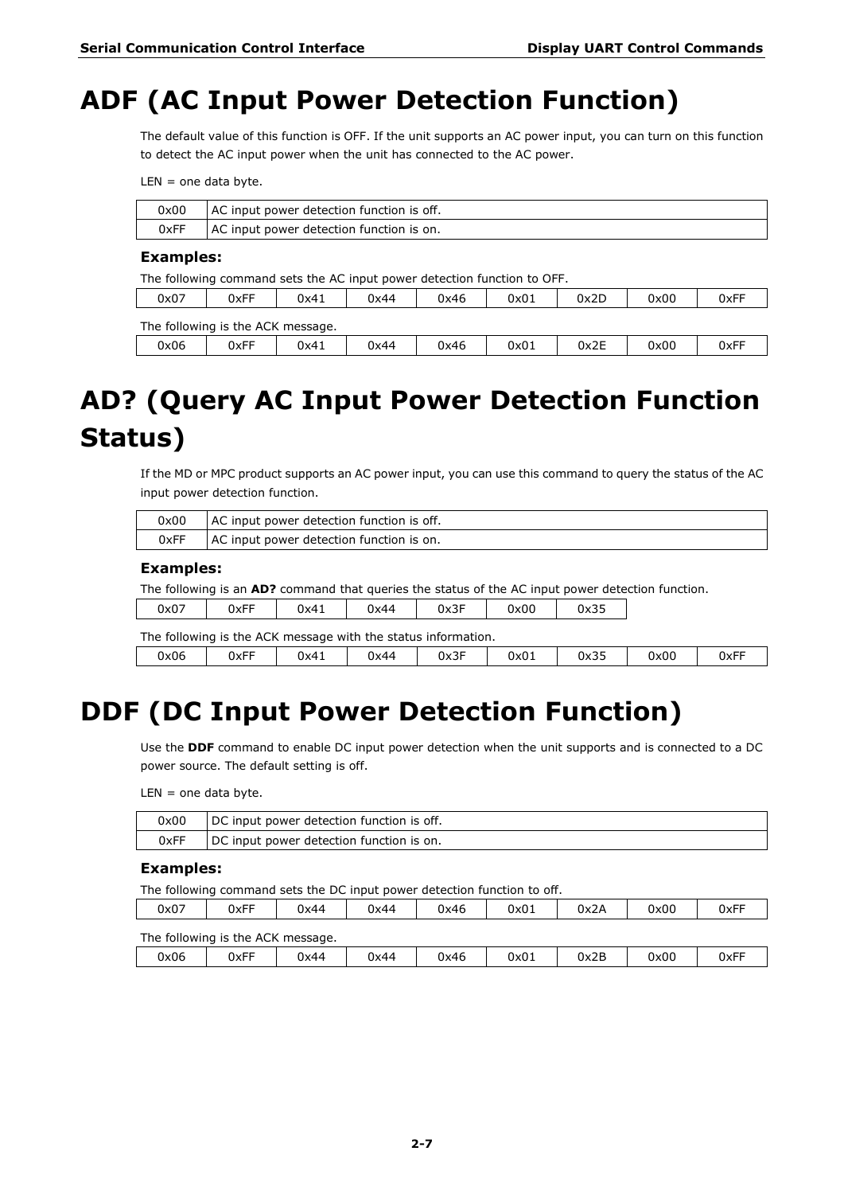# ADF (AC Input Power Detection Function)

The default value of this function is OFF. If the unit supports an AC power input, you can turn on this function to detect the AC input power when the unit has connected to the AC power.

LEN = one data byte.

| | |
|---|---|
| 0x00 | AC input power detection function is off. |
| 0xFF | AC input power detection function is on. |

**Examples:**

The following command sets the AC input power detection function to OFF.

| | | | | | | | | |
|---|---|---|---|---|---|---|---|---|
| 0x07 | 0xFF | 0x41 | 0x44 | 0x46 | 0x01 | 0x2D | 0x00 | 0xFF |

The following is the ACK message.

| | | | | | | | | |
|---|---|---|---|---|---|---|---|---|
| 0x06 | 0xFF | 0x41 | 0x44 | 0x46 | 0x01 | 0x2E | 0x00 | 0xFF |

# AD? (Query AC Input Power Detection Function Status)

If the MD or MPC product supports an AC power input, you can use this command to query the status of the AC input power detection function.

| | |
|---|---|
| 0x00 | AC input power detection function is off. |
| 0xFF | AC input power detection function is on. |

**Examples:**

The following is an **AD?** command that queries the status of the AC input power detection function.

| | | | | | | |
|---|---|---|---|---|---|---|
| 0x07 | 0xFF | 0x41 | 0x44 | 0x3F | 0x00 | 0x35 |

The following is the ACK message with the status information.

| | | | | | | | | |
|---|---|---|---|---|---|---|---|---|
| 0x06 | 0xFF | 0x41 | 0x44 | 0x3F | 0x01 | 0x35 | 0x00 | 0xFF |

# DDF (DC Input Power Detection Function)

Use the **DDF** command to enable DC input power detection when the unit supports and is connected to a DC power source. The default setting is off.

LEN = one data byte.

| | |
|---|---|
| 0x00 | DC input power detection function is off. |
| 0xFF | DC input power detection function is on. |

**Examples:**

The following command sets the DC input power detection function to off.

| | | | | | | | | |
|---|---|---|---|---|---|---|---|---|
| 0x07 | 0xFF | 0x44 | 0x44 | 0x46 | 0x01 | 0x2A | 0x00 | 0xFF |

The following is the ACK message.

| | | | | | | | | |
|---|---|---|---|---|---|---|---|---|
| 0x06 | 0xFF | 0x44 | 0x44 | 0x46 | 0x01 | 0x2B | 0x00 | 0xFF |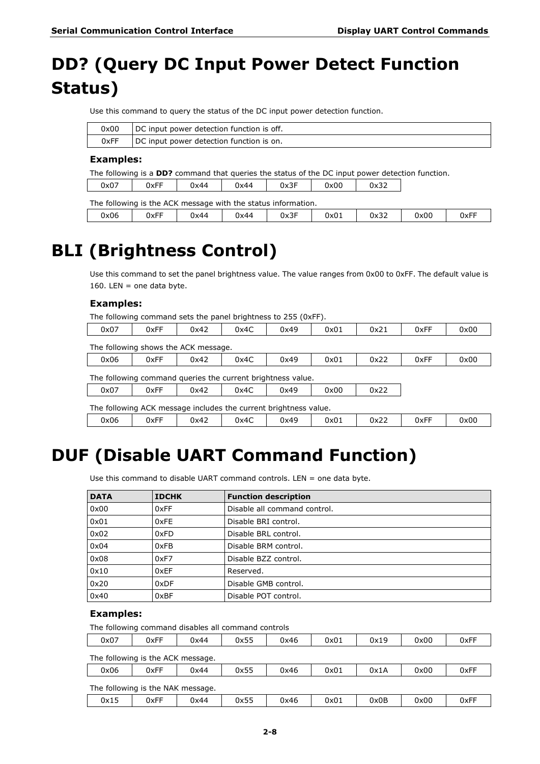# DD? (Query DC Input Power Detect Function Status)

Use this command to query the status of the DC input power detection function.

| | |
|---|---|
| 0x00 | DC input power detection function is off. |
| 0xFF | DC input power detection function is on. |

### Examples:

The following is a **DD?** command that queries the status of the DC input power detection function.

| | | | | | | |
|---|---|---|---|---|---|---|
| 0x07 | 0xFF | 0x44 | 0x44 | 0x3F | 0x00 | 0x32 |

The following is the ACK message with the status information.

| | | | | | | | | |
|---|---|---|---|---|---|---|---|---|
| 0x06 | 0xFF | 0x44 | 0x44 | 0x3F | 0x01 | 0x32 | 0x00 | 0xFF |

# BLI (Brightness Control)

Use this command to set the panel brightness value. The value ranges from 0x00 to 0xFF. The default value is 160. LEN = one data byte.

### Examples:

The following command sets the panel brightness to 255 (0xFF).

| | | | | | | | | |
|---|---|---|---|---|---|---|---|---|
| 0x07 | 0xFF | 0x42 | 0x4C | 0x49 | 0x01 | 0x21 | 0xFF | 0x00 |

The following shows the ACK message.

| | | | | | | | | |
|---|---|---|---|---|---|---|---|---|
| 0x06 | 0xFF | 0x42 | 0x4C | 0x49 | 0x01 | 0x22 | 0xFF | 0x00 |

The following command queries the current brightness value.

| | | | | | | |
|---|---|---|---|---|---|---|
| 0x07 | 0xFF | 0x42 | 0x4C | 0x49 | 0x00 | 0x22 |

The following ACK message includes the current brightness value.

| | | | | | | | | |
|---|---|---|---|---|---|---|---|---|
| 0x06 | 0xFF | 0x42 | 0x4C | 0x49 | 0x01 | 0x22 | 0xFF | 0x00 |

# DUF (Disable UART Command Function)

Use this command to disable UART command controls. LEN = one data byte.

| DATA | IDCHK | Function description |
|---|---|---|
| 0x00 | 0xFF | Disable all command control. |
| 0x01 | 0xFE | Disable BRI control. |
| 0x02 | 0xFD | Disable BRL control. |
| 0x04 | 0xFB | Disable BRM control. |
| 0x08 | 0xF7 | Disable BZZ control. |
| 0x10 | 0xEF | Reserved. |
| 0x20 | 0xDF | Disable GMB control. |
| 0x40 | 0xBF | Disable POT control. |

### Examples:

The following command disables all command controls

| | | | | | | | | |
|---|---|---|---|---|---|---|---|---|
| 0x07 | 0xFF | 0x44 | 0x55 | 0x46 | 0x01 | 0x19 | 0x00 | 0xFF |

The following is the ACK message.

| | | | | | | | | |
|---|---|---|---|---|---|---|---|---|
| 0x06 | 0xFF | 0x44 | 0x55 | 0x46 | 0x01 | 0x1A | 0x00 | 0xFF |

The following is the NAK message.

| | | | | | | | | |
|---|---|---|---|---|---|---|---|---|
| 0x15 | 0xFF | 0x44 | 0x55 | 0x46 | 0x01 | 0x0B | 0x00 | 0xFF |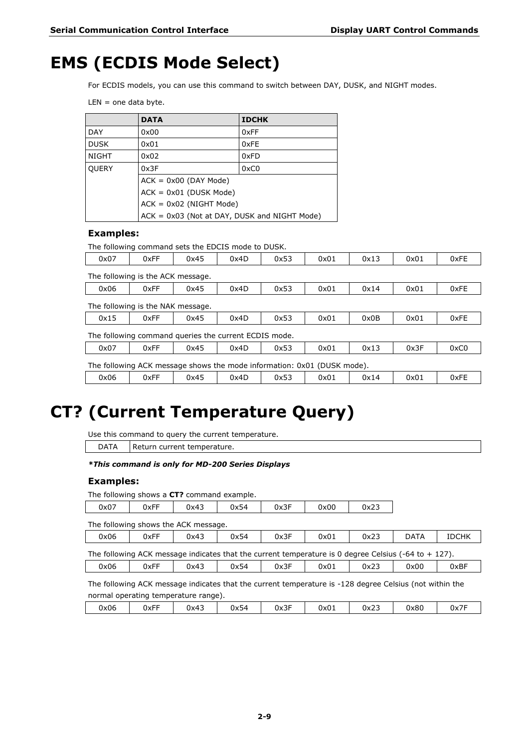# EMS (ECDIS Mode Select)

For ECDIS models, you can use this command to switch between DAY, DUSK, and NIGHT modes.

LEN = one data byte.

| | DATA | IDCHK |
|---|---|---|
| DAY | 0x00 | 0xFF |
| DUSK | 0x01 | 0xFE |
| NIGHT | 0x02 | 0xFD |
| QUERY | 0x3F | 0xC0 |
| | ACK = 0x00 (DAY Mode)<br>ACK = 0x01 (DUSK Mode)<br>ACK = 0x02 (NIGHT Mode)<br>ACK = 0x03 (Not at DAY, DUSK and NIGHT Mode) | |

### Examples:

The following command sets the EDCIS mode to DUSK.

| 0x07 | 0xFF | 0x45 | 0x4D | 0x53 | 0x01 | 0x13 | 0x01 | 0xFE |
|---|---|---|---|---|---|---|---|---|

The following is the ACK message.

| 0x06 | 0xFF | 0x45 | 0x4D | 0x53 | 0x01 | 0x14 | 0x01 | 0xFE |
|---|---|---|---|---|---|---|---|---|

The following is the NAK message.

| 0x15 | 0xFF | 0x45 | 0x4D | 0x53 | 0x01 | 0x0B | 0x01 | 0xFE |
|---|---|---|---|---|---|---|---|---|

The following command queries the current ECDIS mode.

| 0x07 | 0xFF | 0x45 | 0x4D | 0x53 | 0x01 | 0x13 | 0x3F | 0xC0 |
|---|---|---|---|---|---|---|---|---|

The following ACK message shows the mode information: 0x01 (DUSK mode).

| 0x06 | 0xFF | 0x45 | 0x4D | 0x53 | 0x01 | 0x14 | 0x01 | 0xFE |
|---|---|---|---|---|---|---|---|---|

# CT? (Current Temperature Query)

Use this command to query the current temperature.

| DATA | Return current temperature. |
|---|---|

***This command is only for MD-200 Series Displays**

### Examples:

The following shows a **CT?** command example.

| 0x07 | 0xFF | 0x43 | 0x54 | 0x3F | 0x00 | 0x23 |
|---|---|---|---|---|---|---|

The following shows the ACK message.

| 0x06 | 0xFF | 0x43 | 0x54 | 0x3F | 0x01 | 0x23 | DATA | IDCHK |
|---|---|---|---|---|---|---|---|---|

The following ACK message indicates that the current temperature is 0 degree Celsius (-64 to + 127).

| 0x06 | 0xFF | 0x43 | 0x54 | 0x3F | 0x01 | 0x23 | 0x00 | 0xBF |
|---|---|---|---|---|---|---|---|---|

The following ACK message indicates that the current temperature is -128 degree Celsius (not within the normal operating temperature range).

| 0x06 | 0xFF | 0x43 | 0x54 | 0x3F | 0x01 | 0x23 | 0x80 | 0x7F |
|---|---|---|---|---|---|---|---|---|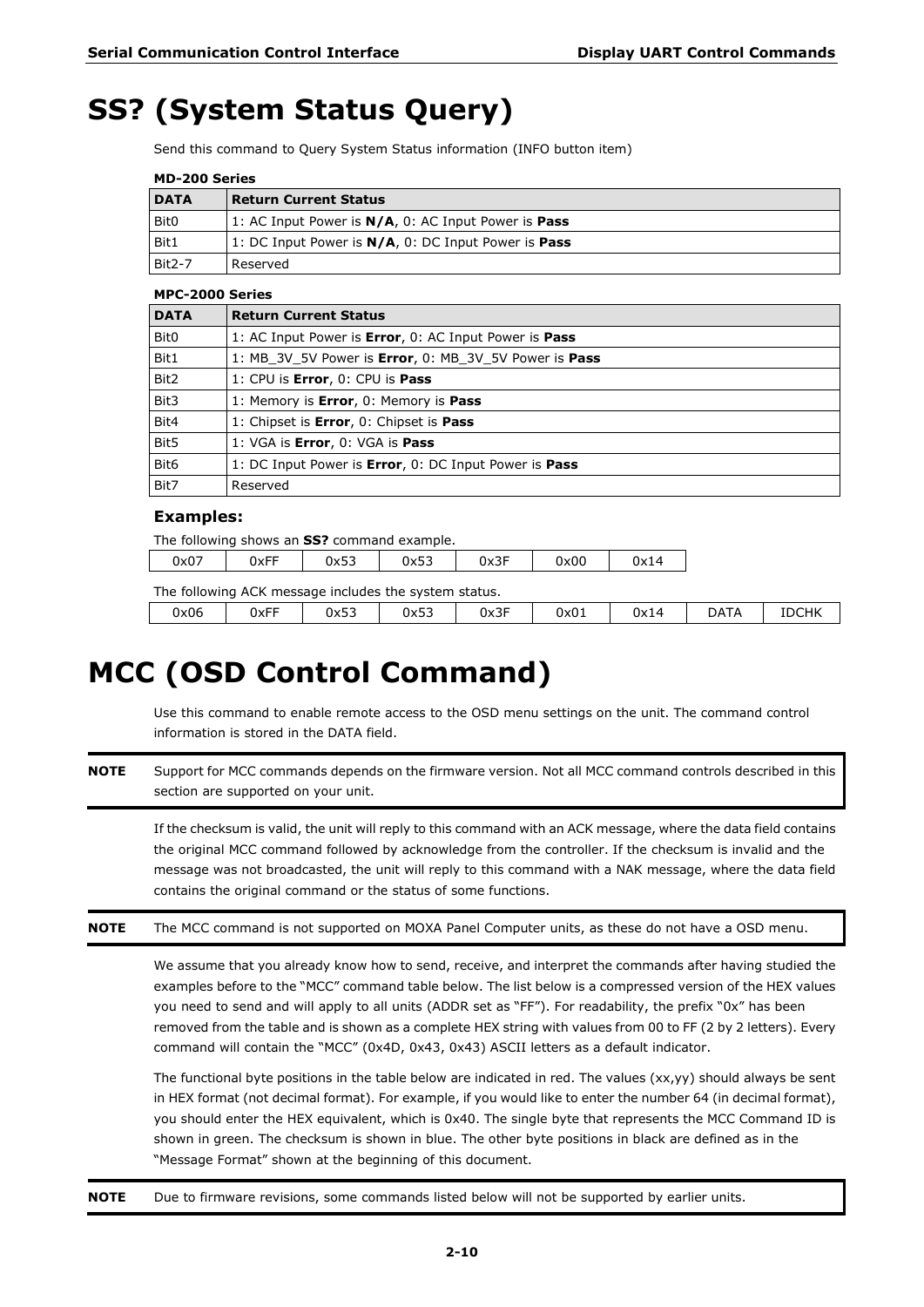# SS? (System Status Query)

Send this command to Query System Status information (INFO button item)

**MD-200 Series**

| DATA | Return Current Status |
| --- | --- |
| Bit0 | 1: AC Input Power is **N/A**, 0: AC Input Power is **Pass** |
| Bit1 | 1: DC Input Power is **N/A**, 0: DC Input Power is **Pass** |
| Bit2-7 | Reserved |

**MPC-2000 Series**

| DATA | Return Current Status |
| --- | --- |
| Bit0 | 1: AC Input Power is **Error**, 0: AC Input Power is **Pass** |
| Bit1 | 1: MB_3V_5V Power is **Error**, 0: MB_3V_5V Power is **Pass** |
| Bit2 | 1: CPU is **Error**, 0: CPU is **Pass** |
| Bit3 | 1: Memory is **Error**, 0: Memory is **Pass** |
| Bit4 | 1: Chipset is **Error**, 0: Chipset is **Pass** |
| Bit5 | 1: VGA is **Error**, 0: VGA is **Pass** |
| Bit6 | 1: DC Input Power is **Error**, 0: DC Input Power is **Pass** |
| Bit7 | Reserved |

### Examples:

The following shows an **SS?** command example.

| 0x07 | 0xFF | 0x53 | 0x53 | 0x3F | 0x00 | 0x14 |
| --- | --- | --- | --- | --- | --- | --- |

The following ACK message includes the system status.

| 0x06 | 0xFF | 0x53 | 0x53 | 0x3F | 0x01 | 0x14 | DATA | IDCHK |
| --- | --- | --- | --- | --- | --- | --- | --- | --- |

# MCC (OSD Control Command)

Use this command to enable remote access to the OSD menu settings on the unit. The command control information is stored in the DATA field.

**NOTE** Support for MCC commands depends on the firmware version. Not all MCC command controls described in this section are supported on your unit.

If the checksum is valid, the unit will reply to this command with an ACK message, where the data field contains the original MCC command followed by acknowledge from the controller. If the checksum is invalid and the message was not broadcasted, the unit will reply to this command with a NAK message, where the data field contains the original command or the status of some functions.

**NOTE** The MCC command is not supported on MOXA Panel Computer units, as these do not have a OSD menu.

We assume that you already know how to send, receive, and interpret the commands after having studied the examples before to the "MCC" command table below. The list below is a compressed version of the HEX values you need to send and will apply to all units (ADDR set as "FF"). For readability, the prefix "0x" has been removed from the table and is shown as a complete HEX string with values from 00 to FF (2 by 2 letters). Every command will contain the "MCC" (0x4D, 0x43, 0x43) ASCII letters as a default indicator.

The functional byte positions in the table below are indicated in red. The values (xx,yy) should always be sent in HEX format (not decimal format). For example, if you would like to enter the number 64 (in decimal format), you should enter the HEX equivalent, which is 0x40. The single byte that represents the MCC Command ID is shown in green. The checksum is shown in blue. The other byte positions in black are defined as in the "Message Format" shown at the beginning of this document.

**NOTE** Due to firmware revisions, some commands listed below will not be supported by earlier units.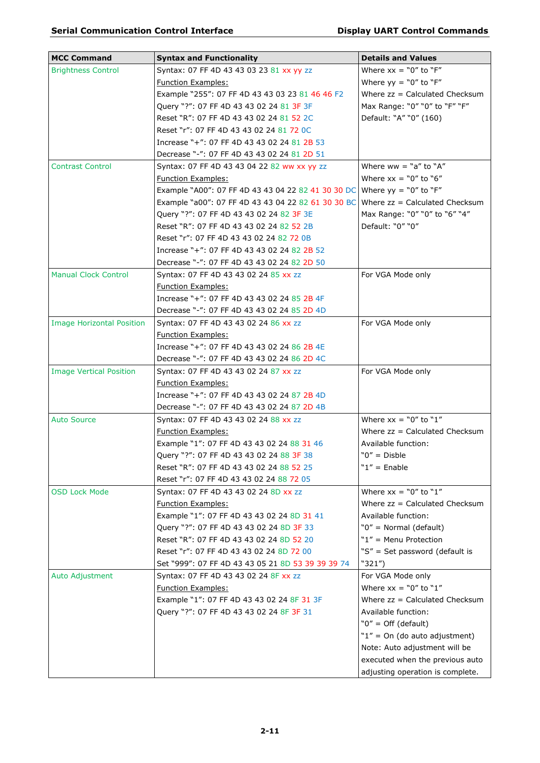| MCC Command | Syntax and Functionality | Details and Values |
|---|---|---|
| Brightness Control | Syntax: 07 FF 4D 43 43 03 23 81 xx yy zz<br>Function Examples:<br>Example “255”: 07 FF 4D 43 43 03 23 81 46 46 F2<br>Query “?”: 07 FF 4D 43 43 02 24 81 3F 3F<br>Reset “R”: 07 FF 4D 43 43 02 24 81 52 2C<br>Reset “r”: 07 FF 4D 43 43 02 24 81 72 0C<br>Increase “+”: 07 FF 4D 43 43 02 24 81 2B 53<br>Decrease “-”: 07 FF 4D 43 43 02 24 81 2D 51 | Where xx = “0” to “F”<br>Where yy = “0” to “F”<br>Where zz = Calculated Checksum<br>Max Range: “0” “0” to “F” “F”<br>Default: “A” “0” (160) |
| Contrast Control | Syntax: 07 FF 4D 43 43 04 22 82 ww xx yy zz<br>Function Examples:<br>Example “A00”: 07 FF 4D 43 43 04 22 82 41 30 30 DC<br>Example “a00”: 07 FF 4D 43 43 04 22 82 61 30 30 BC<br>Query “?”: 07 FF 4D 43 43 02 24 82 3F 3E<br>Reset “R”: 07 FF 4D 43 43 02 24 82 52 2B<br>Reset “r”: 07 FF 4D 43 43 02 24 82 72 0B<br>Increase “+”: 07 FF 4D 43 43 02 24 82 2B 52<br>Decrease “-”: 07 FF 4D 43 43 02 24 82 2D 50 | Where ww = “a” to “A”<br>Where xx = “0” to “6”<br>Where yy = “0” to “F”<br>Where zz = Calculated Checksum<br>Max Range: “0” “0” to “6” “4”<br>Default: “0” “0” |
| Manual Clock Control | Syntax: 07 FF 4D 43 43 02 24 85 xx zz<br>Function Examples:<br>Increase “+”: 07 FF 4D 43 43 02 24 85 2B 4F<br>Decrease “-”: 07 FF 4D 43 43 02 24 85 2D 4D | For VGA Mode only |
| Image Horizontal Position | Syntax: 07 FF 4D 43 43 02 24 86 xx zz<br>Function Examples:<br>Increase “+”: 07 FF 4D 43 43 02 24 86 2B 4E<br>Decrease “-”: 07 FF 4D 43 43 02 24 86 2D 4C | For VGA Mode only |
| Image Vertical Position | Syntax: 07 FF 4D 43 43 02 24 87 xx zz<br>Function Examples:<br>Increase “+”: 07 FF 4D 43 43 02 24 87 2B 4D<br>Decrease “-”: 07 FF 4D 43 43 02 24 87 2D 4B | For VGA Mode only |
| Auto Source | Syntax: 07 FF 4D 43 43 02 24 88 xx zz<br>Function Examples:<br>Example “1”: 07 FF 4D 43 43 02 24 88 31 46<br>Query “?”: 07 FF 4D 43 43 02 24 88 3F 38<br>Reset “R”: 07 FF 4D 43 43 02 24 88 52 25<br>Reset “r”: 07 FF 4D 43 43 02 24 88 72 05 | Where xx = “0” to “1”<br>Where zz = Calculated Checksum<br>Available function:<br>“0” = Disble<br>“1” = Enable |
| OSD Lock Mode | Syntax: 07 FF 4D 43 43 02 24 8D xx zz<br>Function Examples:<br>Example “1”: 07 FF 4D 43 43 02 24 8D 31 41<br>Query “?”: 07 FF 4D 43 43 02 24 8D 3F 33<br>Reset “R”: 07 FF 4D 43 43 02 24 8D 52 20<br>Reset “r”: 07 FF 4D 43 43 02 24 8D 72 00<br>Set “999”: 07 FF 4D 43 43 05 21 8D 53 39 39 39 74 | Where xx = “0” to “1”<br>Where zz = Calculated Checksum<br>Available function:<br>“0” = Normal (default)<br>“1” = Menu Protection<br>“S” = Set password (default is “321”) |
| Auto Adjustment | Syntax: 07 FF 4D 43 43 02 24 8F xx zz<br>Function Examples:<br>Example “1”: 07 FF 4D 43 43 02 24 8F 31 3F<br>Query “?”: 07 FF 4D 43 43 02 24 8F 3F 31 | For VGA Mode only<br>Where xx = “0” to “1”<br>Where zz = Calculated Checksum<br>Available function:<br>“0” = Off (default)<br>“1” = On (do auto adjustment)<br>Note: Auto adjustment will be executed when the previous auto adjusting operation is complete. |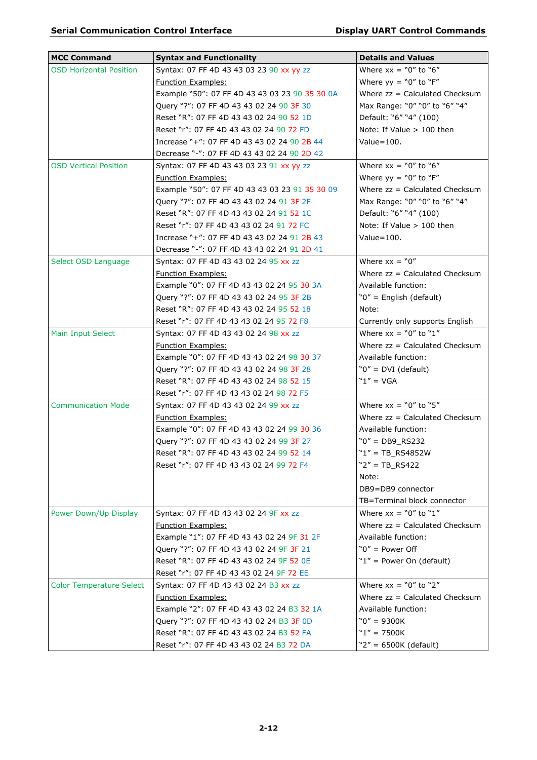| MCC Command | Syntax and Functionality | Details and Values |
|---|---|---|
| OSD Horizontal Position | Syntax: 07 FF 4D 43 43 03 23 90 xx yy zz<br>Function Examples:<br>Example "50": 07 FF 4D 43 43 03 23 90 35 30 0A<br>Query "?": 07 FF 4D 43 43 02 24 90 3F 30<br>Reset "R": 07 FF 4D 43 43 02 24 90 52 1D<br>Reset "r": 07 FF 4D 43 43 02 24 90 72 FD<br>Increase "+": 07 FF 4D 43 43 02 24 90 2B 44<br>Decrease "-": 07 FF 4D 43 43 02 24 90 2D 42 | Where xx = "0" to "6"<br>Where yy = "0" to "F"<br>Where zz = Calculated Checksum<br>Max Range: "0" "0" to "6" "4"<br>Default: "6" "4" (100)<br>Note: If Value > 100 then Value=100. |
| OSD Vertical Position | Syntax: 07 FF 4D 43 43 03 23 91 xx yy zz<br>Function Examples:<br>Example "50": 07 FF 4D 43 43 03 23 91 35 30 09<br>Query "?": 07 FF 4D 43 43 02 24 91 3F 2F<br>Reset "R": 07 FF 4D 43 43 02 24 91 52 1C<br>Reset "r": 07 FF 4D 43 43 02 24 91 72 FC<br>Increase "+": 07 FF 4D 43 43 02 24 91 2B 43<br>Decrease "-": 07 FF 4D 43 43 02 24 91 2D 41 | Where xx = "0" to "6"<br>Where yy = "0" to "F"<br>Where zz = Calculated Checksum<br>Max Range: "0" "0" to "6" "4"<br>Default: "6" "4" (100)<br>Note: If Value > 100 then Value=100. |
| Select OSD Language | Syntax: 07 FF 4D 43 43 02 24 95 xx zz<br>Function Examples:<br>Example "0": 07 FF 4D 43 43 02 24 95 30 3A<br>Query "?": 07 FF 4D 43 43 02 24 95 3F 2B<br>Reset "R": 07 FF 4D 43 43 02 24 95 52 18<br>Reset "r": 07 FF 4D 43 43 02 24 95 72 F8 | Where xx = "0"<br>Where zz = Calculated Checksum<br>Available function:<br>"0" = English (default)<br>Note:<br>Currently only supports English |
| Main Input Select | Syntax: 07 FF 4D 43 43 02 24 98 xx zz<br>Function Examples:<br>Example "0": 07 FF 4D 43 43 02 24 98 30 37<br>Query "?": 07 FF 4D 43 43 02 24 98 3F 28<br>Reset "R": 07 FF 4D 43 43 02 24 98 52 15<br>Reset "r": 07 FF 4D 43 43 02 24 98 72 F5 | Where xx = "0" to "1"<br>Where zz = Calculated Checksum<br>Available function:<br>"0" = DVI (default)<br>"1" = VGA |
| Communication Mode | Syntax: 07 FF 4D 43 43 02 24 99 xx zz<br>Function Examples:<br>Example "0": 07 FF 4D 43 43 02 24 99 30 36<br>Query "?": 07 FF 4D 43 43 02 24 99 3F 27<br>Reset "R": 07 FF 4D 43 43 02 24 99 52 14<br>Reset "r": 07 FF 4D 43 43 02 24 99 72 F4 | Where xx = "0" to "5"<br>Where zz = Calculated Checksum<br>Available function:<br>"0" = DB9_RS232<br>"1" = TB_RS4852W<br>"2" = TB_RS422<br>Note:<br>DB9=DB9 connector<br>TB=Terminal block connector |
| Power Down/Up Display | Syntax: 07 FF 4D 43 43 02 24 9F xx zz<br>Function Examples:<br>Example "1": 07 FF 4D 43 43 02 24 9F 31 2F<br>Query "?": 07 FF 4D 43 43 02 24 9F 3F 21<br>Reset "R": 07 FF 4D 43 43 02 24 9F 52 0E<br>Reset "r": 07 FF 4D 43 43 02 24 9F 72 EE | Where xx = "0" to "1"<br>Where zz = Calculated Checksum<br>Available function:<br>"0" = Power Off<br>"1" = Power On (default) |
| Color Temperature Select | Syntax: 07 FF 4D 43 43 02 24 B3 xx zz<br>Function Examples:<br>Example "2": 07 FF 4D 43 43 02 24 B3 32 1A<br>Query "?": 07 FF 4D 43 43 02 24 B3 3F 0D<br>Reset "R": 07 FF 4D 43 43 02 24 B3 52 FA<br>Reset "r": 07 FF 4D 43 43 02 24 B3 72 DA | Where xx = "0" to "2"<br>Where zz = Calculated Checksum<br>Available function:<br>"0" = 9300K<br>"1" = 7500K<br>"2" = 6500K (default) |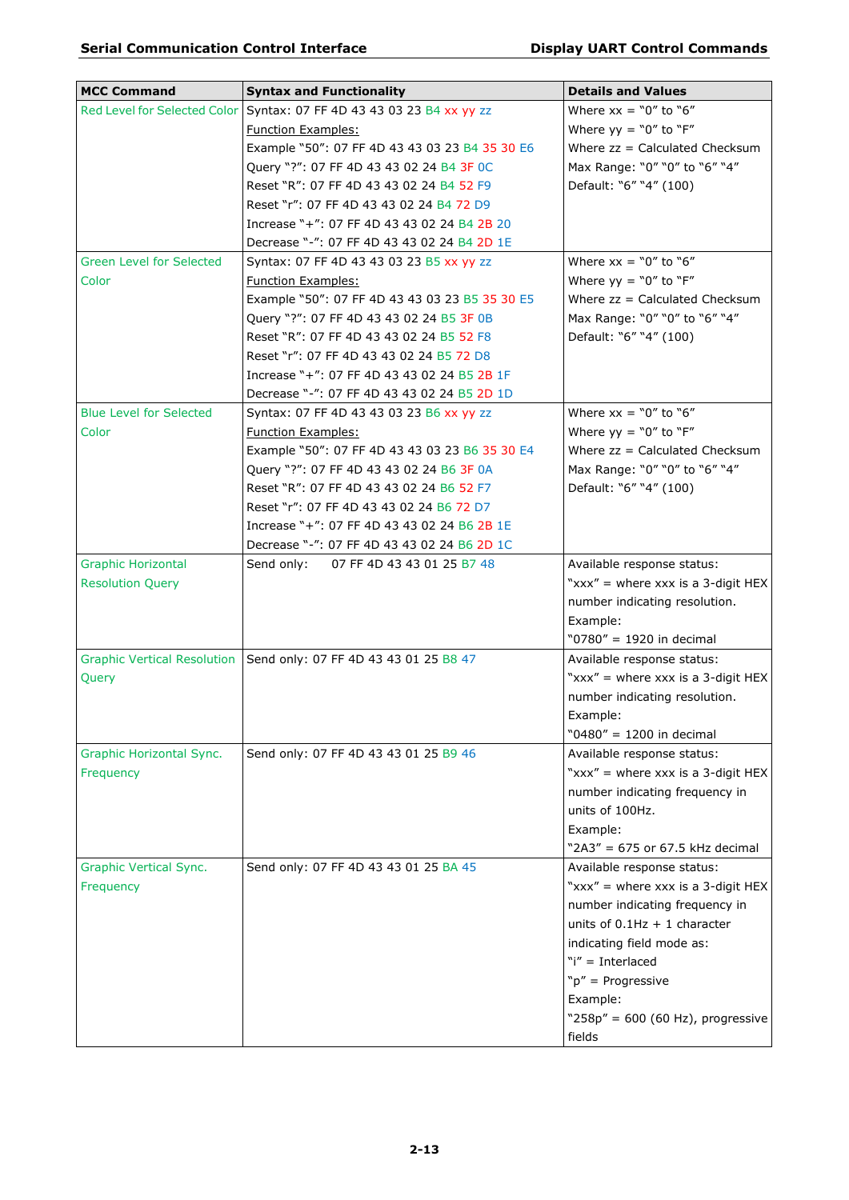| MCC Command | Syntax and Functionality | Details and Values |
|---|---|---|
| Red Level for Selected Color | Syntax: 07 FF 4D 43 43 03 23 B4 xx yy zz<br>Function Examples:<br>Example "50": 07 FF 4D 43 43 03 23 B4 35 30 E6<br>Query "?": 07 FF 4D 43 43 02 24 B4 3F 0C<br>Reset "R": 07 FF 4D 43 43 02 24 B4 52 F9<br>Reset "r": 07 FF 4D 43 43 02 24 B4 72 D9<br>Increase "+": 07 FF 4D 43 43 02 24 B4 2B 20<br>Decrease "-": 07 FF 4D 43 43 02 24 B4 2D 1E | Where xx = "0" to "6"<br>Where yy = "0" to "F"<br>Where zz = Calculated Checksum<br>Max Range: "0" "0" to "6" "4"<br>Default: "6" "4" (100) |
| Green Level for Selected Color | Syntax: 07 FF 4D 43 43 03 23 B5 xx yy zz<br>Function Examples:<br>Example "50": 07 FF 4D 43 43 03 23 B5 35 30 E5<br>Query "?": 07 FF 4D 43 43 02 24 B5 3F 0B<br>Reset "R": 07 FF 4D 43 43 02 24 B5 52 F8<br>Reset "r": 07 FF 4D 43 43 02 24 B5 72 D8<br>Increase "+": 07 FF 4D 43 43 02 24 B5 2B 1F<br>Decrease "-": 07 FF 4D 43 43 02 24 B5 2D 1D | Where xx = "0" to "6"<br>Where yy = "0" to "F"<br>Where zz = Calculated Checksum<br>Max Range: "0" "0" to "6" "4"<br>Default: "6" "4" (100) |
| Blue Level for Selected Color | Syntax: 07 FF 4D 43 43 03 23 B6 xx yy zz<br>Function Examples:<br>Example "50": 07 FF 4D 43 43 03 23 B6 35 30 E4<br>Query "?": 07 FF 4D 43 43 02 24 B6 3F 0A<br>Reset "R": 07 FF 4D 43 43 02 24 B6 52 F7<br>Reset "r": 07 FF 4D 43 43 02 24 B6 72 D7<br>Increase "+": 07 FF 4D 43 43 02 24 B6 2B 1E<br>Decrease "-": 07 FF 4D 43 43 02 24 B6 2D 1C | Where xx = "0" to "6"<br>Where yy = "0" to "F"<br>Where zz = Calculated Checksum<br>Max Range: "0" "0" to "6" "4"<br>Default: "6" "4" (100) |
| Graphic Horizontal Resolution Query | Send only: 07 FF 4D 43 43 01 25 B7 48 | Available response status:<br>"xxx" = where xxx is a 3-digit HEX number indicating resolution.<br>Example:<br>"0780" = 1920 in decimal |
| Graphic Vertical Resolution Query | Send only: 07 FF 4D 43 43 01 25 B8 47 | Available response status:<br>"xxx" = where xxx is a 3-digit HEX number indicating resolution.<br>Example:<br>"0480" = 1200 in decimal |
| Graphic Horizontal Sync. Frequency | Send only: 07 FF 4D 43 43 01 25 B9 46 | Available response status:<br>"xxx" = where xxx is a 3-digit HEX number indicating frequency in units of 100Hz.<br>Example:<br>"2A3" = 675 or 67.5 kHz decimal |
| Graphic Vertical Sync. Frequency | Send only: 07 FF 4D 43 43 01 25 BA 45 | Available response status:<br>"xxx" = where xxx is a 3-digit HEX number indicating frequency in units of 0.1Hz + 1 character indicating field mode as:<br>"i" = Interlaced<br>"p" = Progressive<br>Example:<br>"258p" = 600 (60 Hz), progressive fields |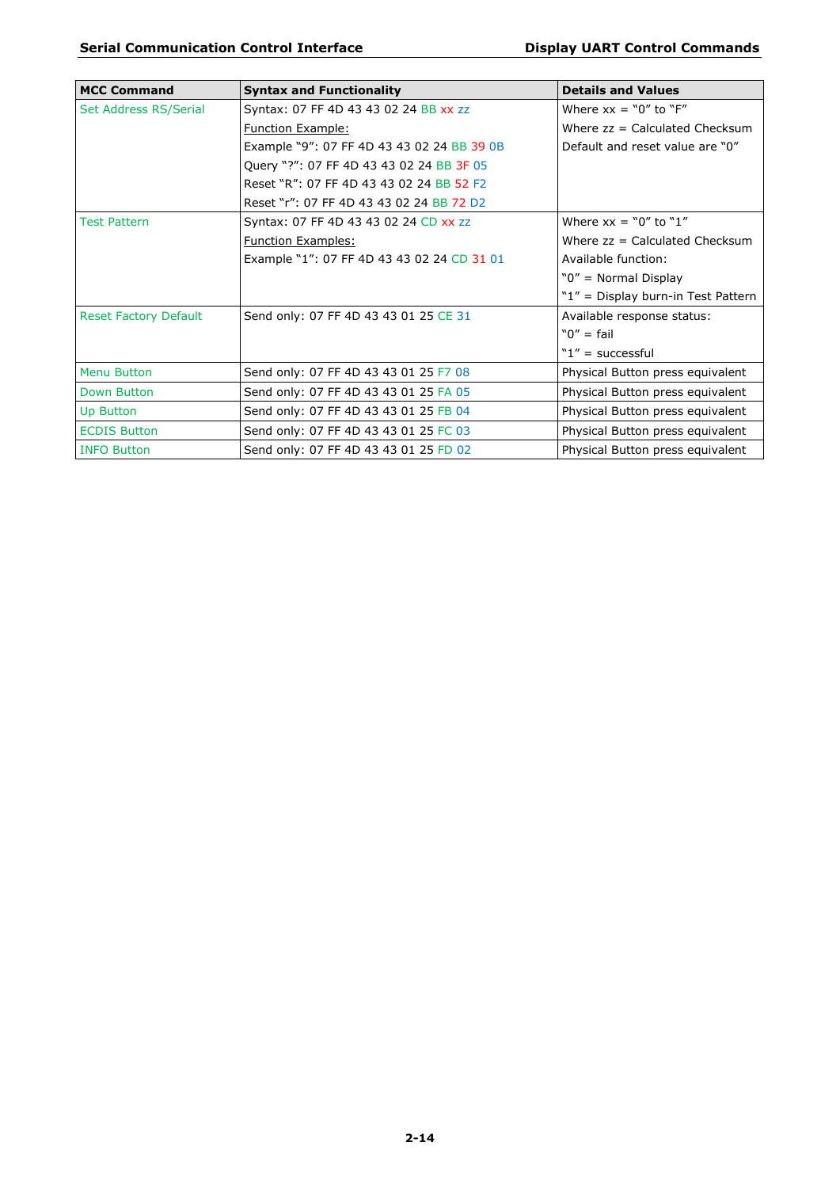| MCC Command | Syntax and Functionality | Details and Values |
|---|---|---|
| Set Address RS/Serial | Syntax: 07 FF 4D 43 43 02 24 BB xx zz<br>Function Example:<br>Example “9”: 07 FF 4D 43 43 02 24 BB 39 0B<br>Query “?”: 07 FF 4D 43 43 02 24 BB 3F 05<br>Reset “R”: 07 FF 4D 43 43 02 24 BB 52 F2<br>Reset “r”: 07 FF 4D 43 43 02 24 BB 72 D2 | Where xx = “0” to “F”<br>Where zz = Calculated Checksum<br>Default and reset value are “0” |
| Test Pattern | Syntax: 07 FF 4D 43 43 02 24 CD xx zz<br>Function Examples:<br>Example “1”: 07 FF 4D 43 43 02 24 CD 31 01 | Where xx = “0” to “1”<br>Where zz = Calculated Checksum<br>Available function:<br>“0” = Normal Display<br>“1” = Display burn-in Test Pattern |
| Reset Factory Default | Send only: 07 FF 4D 43 43 01 25 CE 31 | Available response status:<br>“0” = fail<br>“1” = successful |
| Menu Button | Send only: 07 FF 4D 43 43 01 25 F7 08 | Physical Button press equivalent |
| Down Button | Send only: 07 FF 4D 43 43 01 25 FA 05 | Physical Button press equivalent |
| Up Button | Send only: 07 FF 4D 43 43 01 25 FB 04 | Physical Button press equivalent |
| ECDIS Button | Send only: 07 FF 4D 43 43 01 25 FC 03 | Physical Button press equivalent |
| INFO Button | Send only: 07 FF 4D 43 43 01 25 FD 02 | Physical Button press equivalent |